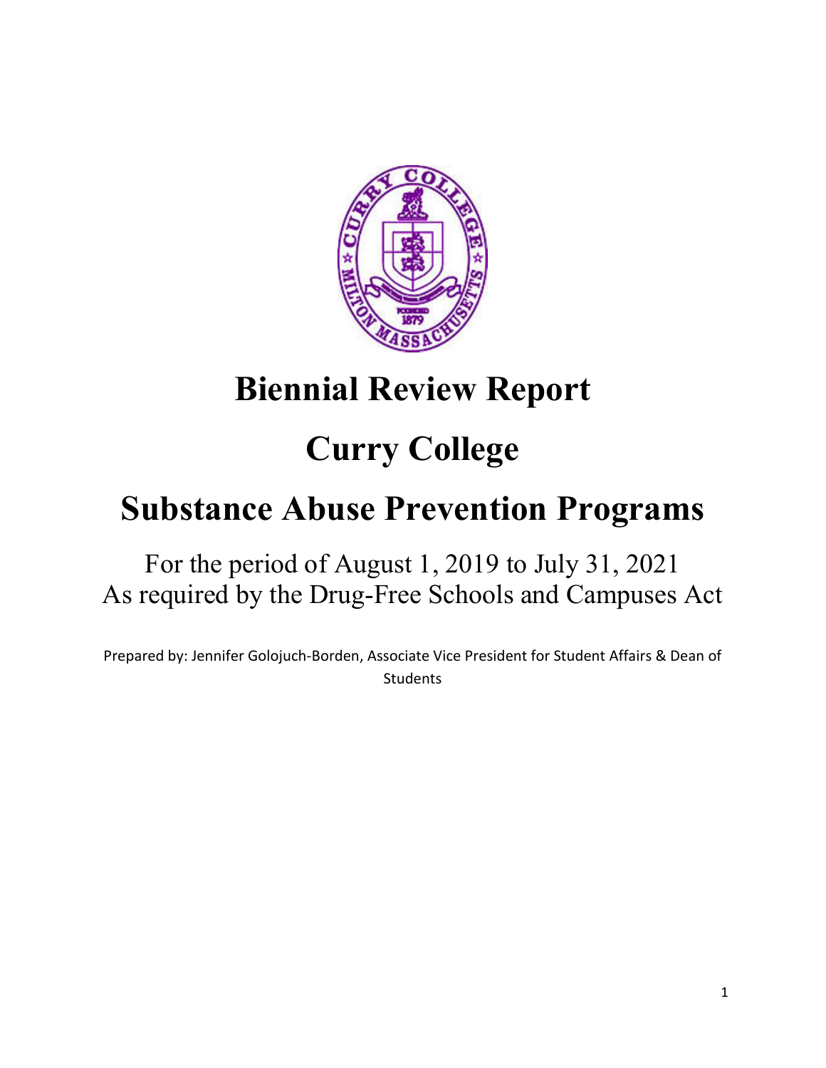# Biennial Review Report

# Curry College

# Substance Abuse Prevention Programs

For the period of August 1, 2019 to July 31, 2021
As required by the Drug-Free Schools and Campuses Act

Prepared by: Jennifer Golojuch-Borden, Associate Vice President for Student Affairs & Dean of Students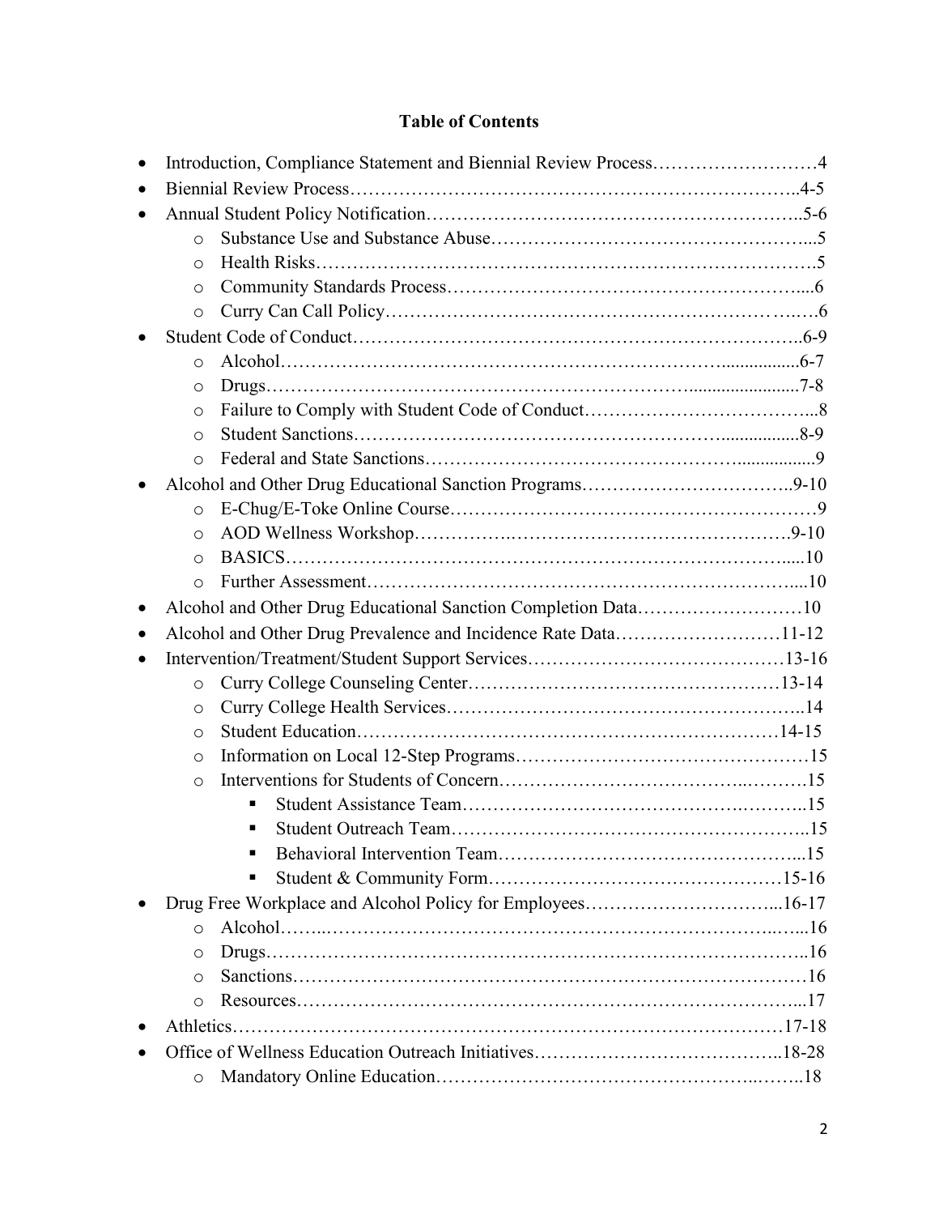**Table of Contents**

- Introduction, Compliance Statement and Biennial Review Process……………………….4
- Biennial Review Process……………………………………………………………..4-5
- Annual Student Policy Notification…………………………………………………..5-6
    - Substance Use and Substance Abuse…………………………………………...5
    - Health Risks…………………………………………………………………….5
    - Community Standards Process………………………………………………....6
    - Curry Can Call Policy………………………………………………………..….6
- Student Code of Conduct……………………………………………………………..6-9
    - Alcohol…………………………………………………………….................6-7
    - Drugs……………………………………………………….........................7-8
    - Failure to Comply with Student Code of Conduct………………………………..8
    - Student Sanctions………………………………………………….................8-9
    - Federal and State Sanctions…………………………………………................9
- Alcohol and Other Drug Educational Sanction Programs……………………………..9-10
    - E-Chug/E-Toke Online Course…………………………………………………9
    - AOD Wellness Workshop………………………………………………………9-10
    - BASICS………………………………………………………………………....10
    - Further Assessment………………………………………………………….....10
- Alcohol and Other Drug Educational Sanction Completion Data………………………10
- Alcohol and Other Drug Prevalence and Incidence Rate Data………………………11-12
- Intervention/Treatment/Student Support Services……………………………………13-16
    - Curry College Counseling Center…………………………………………13-14
    - Curry College Health Services………………………………………………..14
    - Student Education…………………………………………………………14-15
    - Information on Local 12-Step Programs………………………………………15
    - Interventions for Students of Concern………………………………….……….15
        - Student Assistance Team…………………………………………….………..15
        - Student Outreach Team………………………………………………..15
        - Behavioral Intervention Team………………………………………...15
        - Student & Community Form…………………………………………15-16
- Drug Free Workplace and Alcohol Policy for Employees…………………………...16-17
    - Alcohol……..……………………………………………………………..…...16
    - Drugs…………………………………………………………………………..16
    - Sanctions………………………………………………………………………16
    - Resources……………………………………………………………………...17
- Athletics……………………………………………………………………………17-18
- Office of Wellness Education Outreach Initiatives…………………………………..18-28
    - Mandatory Online Education……………………………………….……..18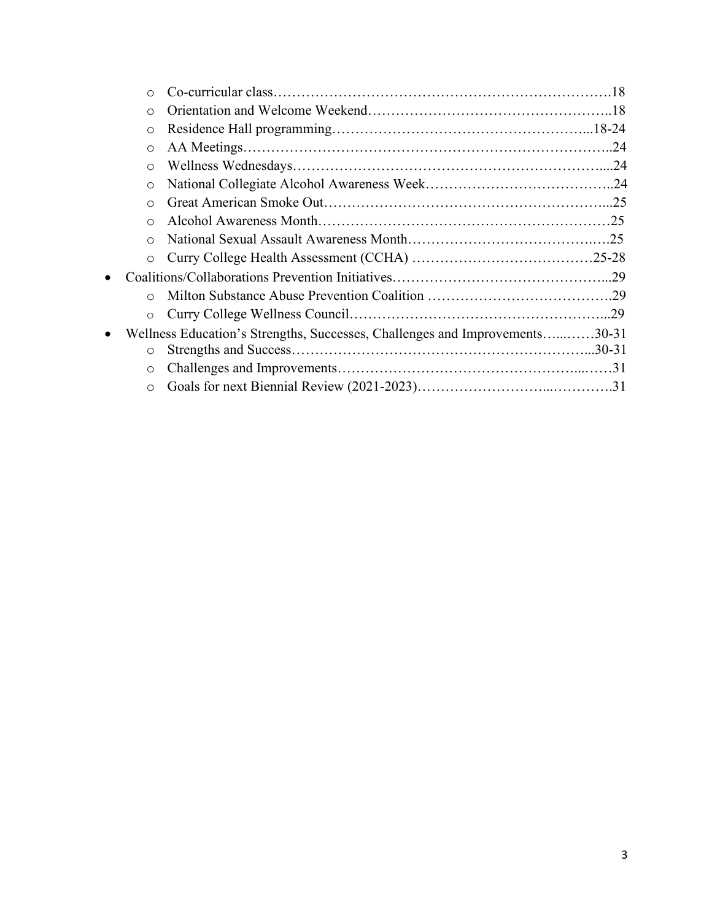- Co-curricular class……………………………………………………………….18
- Orientation and Welcome Weekend……………………………………………..18
- Residence Hall programming………………………………………………...18-24
- AA Meetings……………………………………………………………………..24
- Wellness Wednesdays…………………………………………………………....24
- National Collegiate Alcohol Awareness Week…………………………………..24
- Great American Smoke Out……………………………………………………...25
- Alcohol Awareness Month………………………………………………………25
- National Sexual Assault Awareness Month……………………………………….25
- Curry College Health Assessment (CCHA) …………………………………25-28

- Coalitions/Collaborations Prevention Initiatives………………………………………...29
  - Milton Substance Abuse Prevention Coalition ………………………………….29
  - Curry College Wellness Council………………………………………………...29
- Wellness Education's Strengths, Successes, Challenges and Improvements…...……30-31
  - Strengths and Success…………………………………………………………...30-31
  - Challenges and Improvements…………………………………………...……31
  - Goals for next Biennial Review (2021-2023)………………………...………….31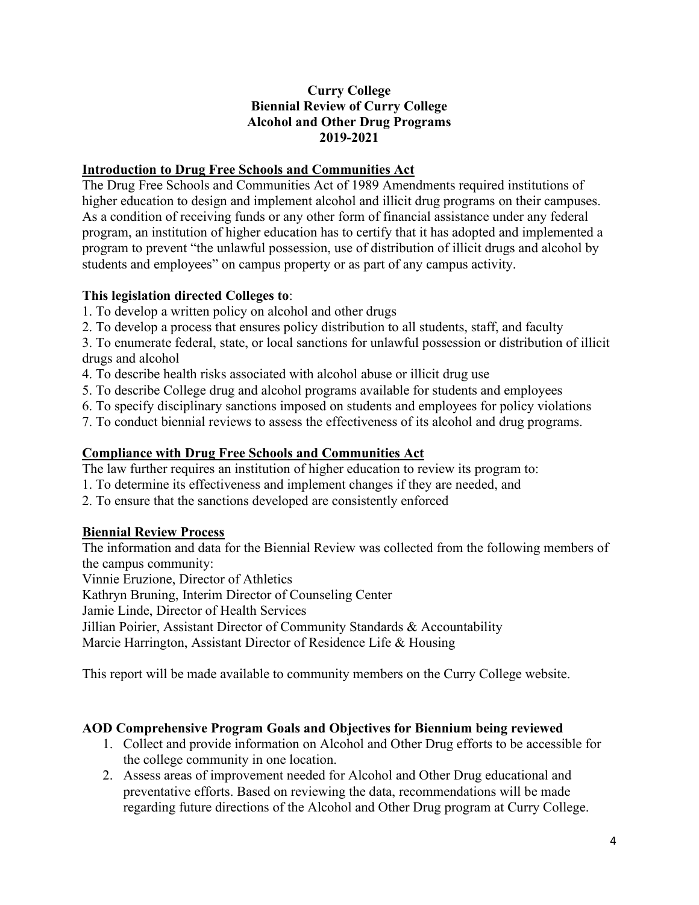# Curry College
# Biennial Review of Curry College
# Alcohol and Other Drug Programs
# 2019-2021

## Introduction to Drug Free Schools and Communities Act

The Drug Free Schools and Communities Act of 1989 Amendments required institutions of higher education to design and implement alcohol and illicit drug programs on their campuses. As a condition of receiving funds or any other form of financial assistance under any federal program, an institution of higher education has to certify that it has adopted and implemented a program to prevent "the unlawful possession, use of distribution of illicit drugs and alcohol by students and employees" on campus property or as part of any campus activity.

**This legislation directed Colleges to**:

1. To develop a written policy on alcohol and other drugs
2. To develop a process that ensures policy distribution to all students, staff, and faculty
3. To enumerate federal, state, or local sanctions for unlawful possession or distribution of illicit drugs and alcohol
4. To describe health risks associated with alcohol abuse or illicit drug use
5. To describe College drug and alcohol programs available for students and employees
6. To specify disciplinary sanctions imposed on students and employees for policy violations
7. To conduct biennial reviews to assess the effectiveness of its alcohol and drug programs.

## Compliance with Drug Free Schools and Communities Act

The law further requires an institution of higher education to review its program to:

1. To determine its effectiveness and implement changes if they are needed, and
2. To ensure that the sanctions developed are consistently enforced

## Biennial Review Process

The information and data for the Biennial Review was collected from the following members of the campus community:

Vinnie Eruzione, Director of Athletics
Kathryn Bruning, Interim Director of Counseling Center
Jamie Linde, Director of Health Services
Jillian Poirier, Assistant Director of Community Standards & Accountability
Marcie Harrington, Assistant Director of Residence Life & Housing

This report will be made available to community members on the Curry College website.

### AOD Comprehensive Program Goals and Objectives for Biennium being reviewed

1. Collect and provide information on Alcohol and Other Drug efforts to be accessible for the college community in one location.
2. Assess areas of improvement needed for Alcohol and Other Drug educational and preventative efforts. Based on reviewing the data, recommendations will be made regarding future directions of the Alcohol and Other Drug program at Curry College.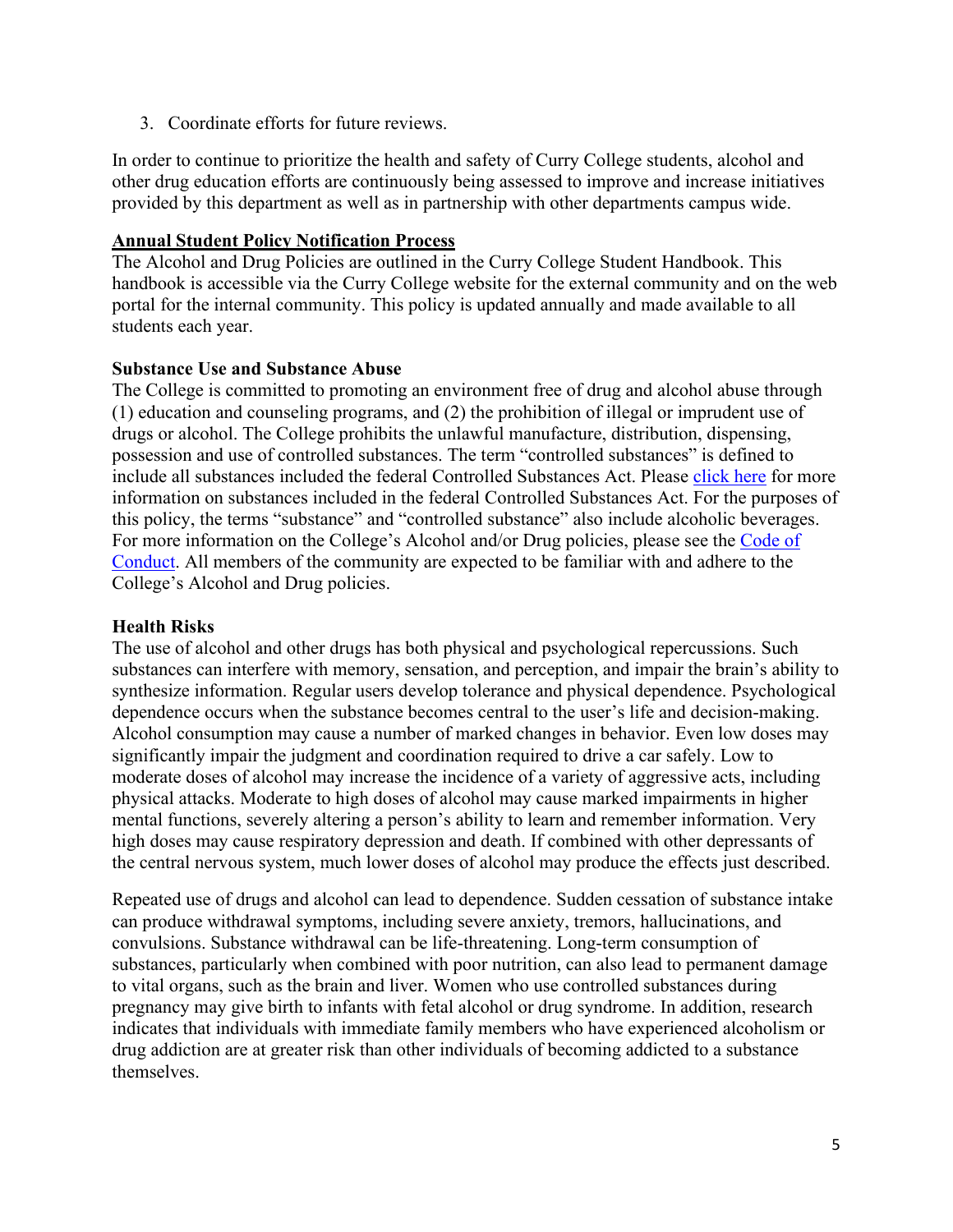3. Coordinate efforts for future reviews.

In order to continue to prioritize the health and safety of Curry College students, alcohol and other drug education efforts are continuously being assessed to improve and increase initiatives provided by this department as well as in partnership with other departments campus wide.

**Annual Student Policy Notification Process**

The Alcohol and Drug Policies are outlined in the Curry College Student Handbook. This handbook is accessible via the Curry College website for the external community and on the web portal for the internal community. This policy is updated annually and made available to all students each year.

**Substance Use and Substance Abuse**

The College is committed to promoting an environment free of drug and alcohol abuse through (1) education and counseling programs, and (2) the prohibition of illegal or imprudent use of drugs or alcohol. The College prohibits the unlawful manufacture, distribution, dispensing, possession and use of controlled substances. The term "controlled substances" is defined to include all substances included the federal Controlled Substances Act. Please click here for more information on substances included in the federal Controlled Substances Act. For the purposes of this policy, the terms "substance" and "controlled substance" also include alcoholic beverages. For more information on the College's Alcohol and/or Drug policies, please see the Code of Conduct. All members of the community are expected to be familiar with and adhere to the College's Alcohol and Drug policies.

**Health Risks**

The use of alcohol and other drugs has both physical and psychological repercussions. Such substances can interfere with memory, sensation, and perception, and impair the brain's ability to synthesize information. Regular users develop tolerance and physical dependence. Psychological dependence occurs when the substance becomes central to the user's life and decision-making. Alcohol consumption may cause a number of marked changes in behavior. Even low doses may significantly impair the judgment and coordination required to drive a car safely. Low to moderate doses of alcohol may increase the incidence of a variety of aggressive acts, including physical attacks. Moderate to high doses of alcohol may cause marked impairments in higher mental functions, severely altering a person's ability to learn and remember information. Very high doses may cause respiratory depression and death. If combined with other depressants of the central nervous system, much lower doses of alcohol may produce the effects just described.

Repeated use of drugs and alcohol can lead to dependence. Sudden cessation of substance intake can produce withdrawal symptoms, including severe anxiety, tremors, hallucinations, and convulsions. Substance withdrawal can be life-threatening. Long-term consumption of substances, particularly when combined with poor nutrition, can also lead to permanent damage to vital organs, such as the brain and liver. Women who use controlled substances during pregnancy may give birth to infants with fetal alcohol or drug syndrome. In addition, research indicates that individuals with immediate family members who have experienced alcoholism or drug addiction are at greater risk than other individuals of becoming addicted to a substance themselves.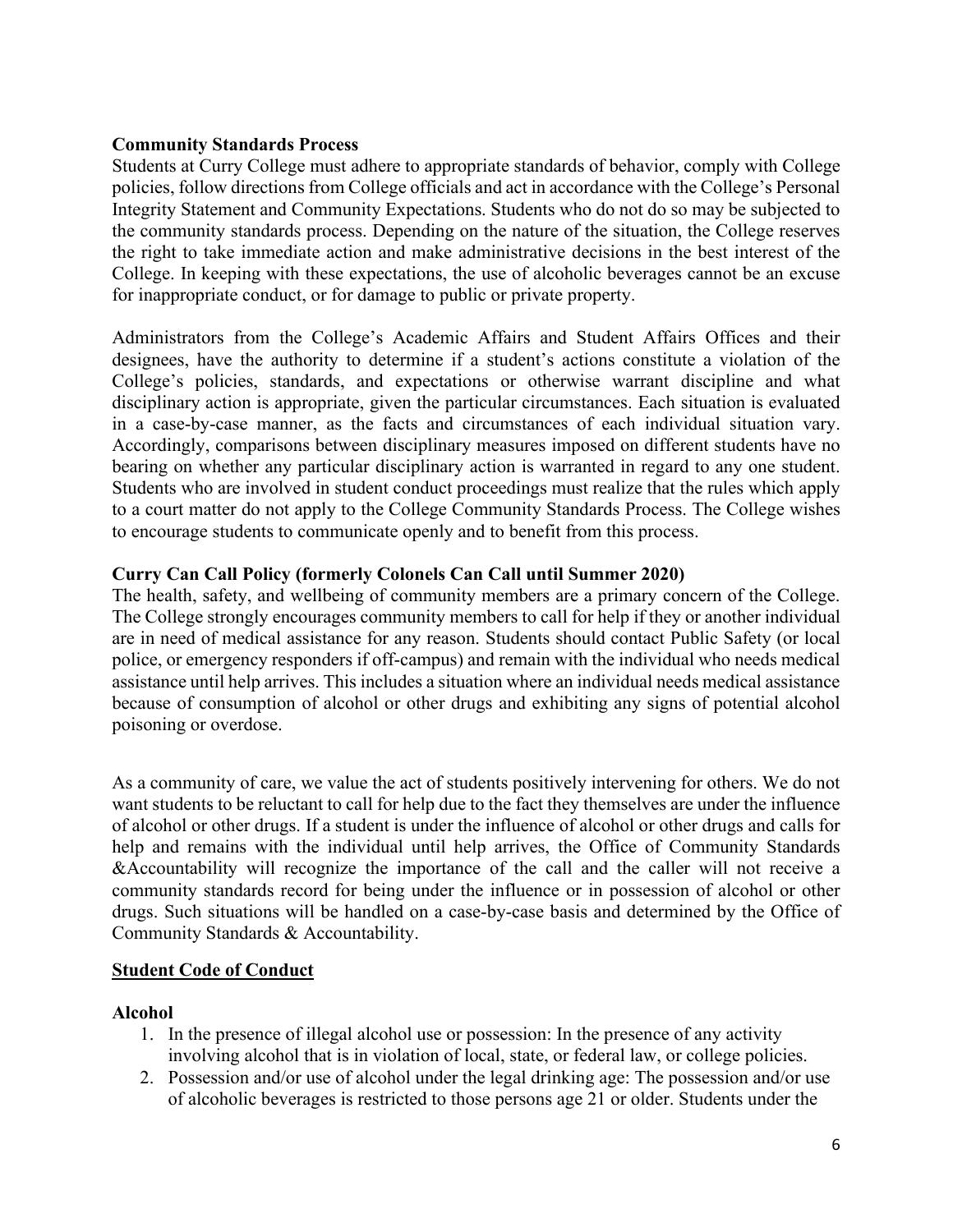**Community Standards Process**

Students at Curry College must adhere to appropriate standards of behavior, comply with College policies, follow directions from College officials and act in accordance with the College's Personal Integrity Statement and Community Expectations. Students who do not do so may be subjected to the community standards process. Depending on the nature of the situation, the College reserves the right to take immediate action and make administrative decisions in the best interest of the College. In keeping with these expectations, the use of alcoholic beverages cannot be an excuse for inappropriate conduct, or for damage to public or private property.

Administrators from the College's Academic Affairs and Student Affairs Offices and their designees, have the authority to determine if a student's actions constitute a violation of the College's policies, standards, and expectations or otherwise warrant discipline and what disciplinary action is appropriate, given the particular circumstances. Each situation is evaluated in a case-by-case manner, as the facts and circumstances of each individual situation vary. Accordingly, comparisons between disciplinary measures imposed on different students have no bearing on whether any particular disciplinary action is warranted in regard to any one student. Students who are involved in student conduct proceedings must realize that the rules which apply to a court matter do not apply to the College Community Standards Process. The College wishes to encourage students to communicate openly and to benefit from this process.

**Curry Can Call Policy (formerly Colonels Can Call until Summer 2020)**

The health, safety, and wellbeing of community members are a primary concern of the College. The College strongly encourages community members to call for help if they or another individual are in need of medical assistance for any reason. Students should contact Public Safety (or local police, or emergency responders if off-campus) and remain with the individual who needs medical assistance until help arrives. This includes a situation where an individual needs medical assistance because of consumption of alcohol or other drugs and exhibiting any signs of potential alcohol poisoning or overdose.

As a community of care, we value the act of students positively intervening for others. We do not want students to be reluctant to call for help due to the fact they themselves are under the influence of alcohol or other drugs. If a student is under the influence of alcohol or other drugs and calls for help and remains with the individual until help arrives, the Office of Community Standards &Accountability will recognize the importance of the call and the caller will not receive a community standards record for being under the influence or in possession of alcohol or other drugs. Such situations will be handled on a case-by-case basis and determined by the Office of Community Standards & Accountability.

**Student Code of Conduct**

**Alcohol**

1. In the presence of illegal alcohol use or possession: In the presence of any activity involving alcohol that is in violation of local, state, or federal law, or college policies.
2. Possession and/or use of alcohol under the legal drinking age: The possession and/or use of alcoholic beverages is restricted to those persons age 21 or older. Students under the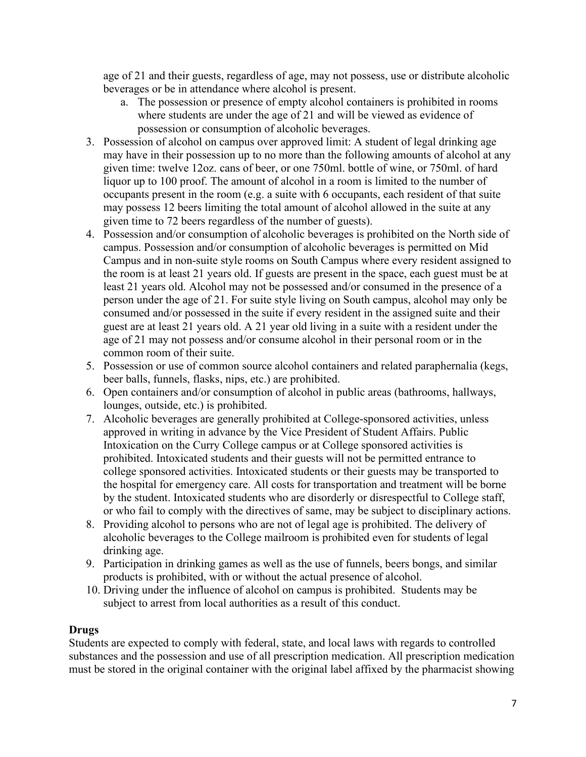age of 21 and their guests, regardless of age, may not possess, use or distribute alcoholic beverages or be in attendance where alcohol is present.

   a. The possession or presence of empty alcohol containers is prohibited in rooms where students are under the age of 21 and will be viewed as evidence of possession or consumption of alcoholic beverages.

3. Possession of alcohol on campus over approved limit: A student of legal drinking age may have in their possession up to no more than the following amounts of alcohol at any given time: twelve 12oz. cans of beer, or one 750ml. bottle of wine, or 750ml. of hard liquor up to 100 proof. The amount of alcohol in a room is limited to the number of occupants present in the room (e.g. a suite with 6 occupants, each resident of that suite may possess 12 beers limiting the total amount of alcohol allowed in the suite at any given time to 72 beers regardless of the number of guests).
4. Possession and/or consumption of alcoholic beverages is prohibited on the North side of campus. Possession and/or consumption of alcoholic beverages is permitted on Mid Campus and in non-suite style rooms on South Campus where every resident assigned to the room is at least 21 years old. If guests are present in the space, each guest must be at least 21 years old. Alcohol may not be possessed and/or consumed in the presence of a person under the age of 21. For suite style living on South campus, alcohol may only be consumed and/or possessed in the suite if every resident in the assigned suite and their guest are at least 21 years old. A 21 year old living in a suite with a resident under the age of 21 may not possess and/or consume alcohol in their personal room or in the common room of their suite.
5. Possession or use of common source alcohol containers and related paraphernalia (kegs, beer balls, funnels, flasks, nips, etc.) are prohibited.
6. Open containers and/or consumption of alcohol in public areas (bathrooms, hallways, lounges, outside, etc.) is prohibited.
7. Alcoholic beverages are generally prohibited at College-sponsored activities, unless approved in writing in advance by the Vice President of Student Affairs. Public Intoxication on the Curry College campus or at College sponsored activities is prohibited. Intoxicated students and their guests will not be permitted entrance to college sponsored activities. Intoxicated students or their guests may be transported to the hospital for emergency care. All costs for transportation and treatment will be borne by the student. Intoxicated students who are disorderly or disrespectful to College staff, or who fail to comply with the directives of same, may be subject to disciplinary actions.
8. Providing alcohol to persons who are not of legal age is prohibited. The delivery of alcoholic beverages to the College mailroom is prohibited even for students of legal drinking age.
9. Participation in drinking games as well as the use of funnels, beers bongs, and similar products is prohibited, with or without the actual presence of alcohol.
10. Driving under the influence of alcohol on campus is prohibited. Students may be subject to arrest from local authorities as a result of this conduct.

**Drugs**

Students are expected to comply with federal, state, and local laws with regards to controlled substances and the possession and use of all prescription medication. All prescription medication must be stored in the original container with the original label affixed by the pharmacist showing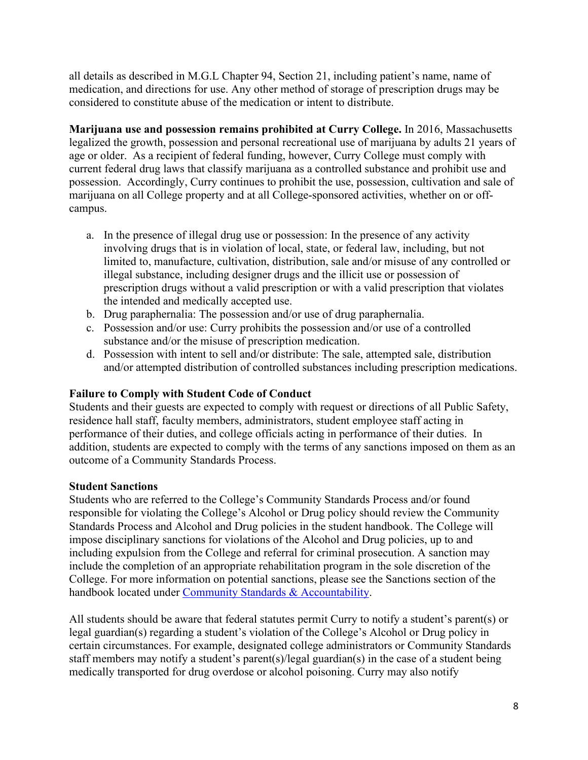all details as described in M.G.L Chapter 94, Section 21, including patient's name, name of medication, and directions for use. Any other method of storage of prescription drugs may be considered to constitute abuse of the medication or intent to distribute.

**Marijuana use and possession remains prohibited at Curry College.** In 2016, Massachusetts legalized the growth, possession and personal recreational use of marijuana by adults 21 years of age or older. As a recipient of federal funding, however, Curry College must comply with current federal drug laws that classify marijuana as a controlled substance and prohibit use and possession. Accordingly, Curry continues to prohibit the use, possession, cultivation and sale of marijuana on all College property and at all College-sponsored activities, whether on or off-campus.

a. In the presence of illegal drug use or possession: In the presence of any activity involving drugs that is in violation of local, state, or federal law, including, but not limited to, manufacture, cultivation, distribution, sale and/or misuse of any controlled or illegal substance, including designer drugs and the illicit use or possession of prescription drugs without a valid prescription or with a valid prescription that violates the intended and medically accepted use.
b. Drug paraphernalia: The possession and/or use of drug paraphernalia.
c. Possession and/or use: Curry prohibits the possession and/or use of a controlled substance and/or the misuse of prescription medication.
d. Possession with intent to sell and/or distribute: The sale, attempted sale, distribution and/or attempted distribution of controlled substances including prescription medications.

### Failure to Comply with Student Code of Conduct

Students and their guests are expected to comply with request or directions of all Public Safety, residence hall staff, faculty members, administrators, student employee staff acting in performance of their duties, and college officials acting in performance of their duties. In addition, students are expected to comply with the terms of any sanctions imposed on them as an outcome of a Community Standards Process.

### Student Sanctions

Students who are referred to the College's Community Standards Process and/or found responsible for violating the College's Alcohol or Drug policy should review the Community Standards Process and Alcohol and Drug policies in the student handbook. The College will impose disciplinary sanctions for violations of the Alcohol and Drug policies, up to and including expulsion from the College and referral for criminal prosecution. A sanction may include the completion of an appropriate rehabilitation program in the sole discretion of the College. For more information on potential sanctions, please see the Sanctions section of the handbook located under Community Standards & Accountability.

All students should be aware that federal statutes permit Curry to notify a student's parent(s) or legal guardian(s) regarding a student's violation of the College's Alcohol or Drug policy in certain circumstances. For example, designated college administrators or Community Standards staff members may notify a student's parent(s)/legal guardian(s) in the case of a student being medically transported for drug overdose or alcohol poisoning. Curry may also notify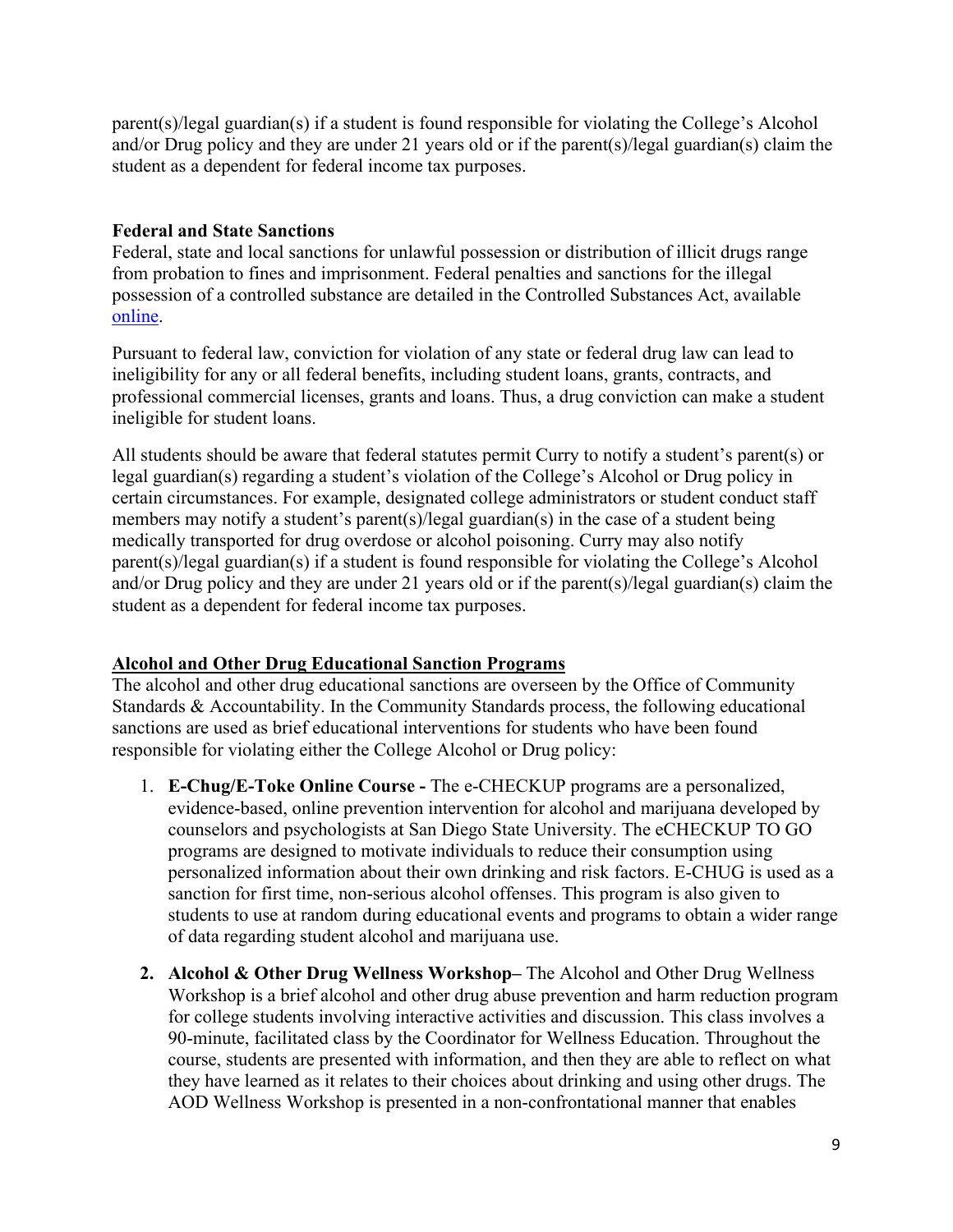parent(s)/legal guardian(s) if a student is found responsible for violating the College's Alcohol and/or Drug policy and they are under 21 years old or if the parent(s)/legal guardian(s) claim the student as a dependent for federal income tax purposes.

**Federal and State Sanctions**

Federal, state and local sanctions for unlawful possession or distribution of illicit drugs range from probation to fines and imprisonment. Federal penalties and sanctions for the illegal possession of a controlled substance are detailed in the Controlled Substances Act, available online.

Pursuant to federal law, conviction for violation of any state or federal drug law can lead to ineligibility for any or all federal benefits, including student loans, grants, contracts, and professional commercial licenses, grants and loans. Thus, a drug conviction can make a student ineligible for student loans.

All students should be aware that federal statutes permit Curry to notify a student's parent(s) or legal guardian(s) regarding a student's violation of the College's Alcohol or Drug policy in certain circumstances. For example, designated college administrators or student conduct staff members may notify a student's parent(s)/legal guardian(s) in the case of a student being medically transported for drug overdose or alcohol poisoning. Curry may also notify parent(s)/legal guardian(s) if a student is found responsible for violating the College's Alcohol and/or Drug policy and they are under 21 years old or if the parent(s)/legal guardian(s) claim the student as a dependent for federal income tax purposes.

**Alcohol and Other Drug Educational Sanction Programs**

The alcohol and other drug educational sanctions are overseen by the Office of Community Standards & Accountability. In the Community Standards process, the following educational sanctions are used as brief educational interventions for students who have been found responsible for violating either the College Alcohol or Drug policy:

1. **E-Chug/E-Toke Online Course -** The e-CHECKUP programs are a personalized, evidence-based, online prevention intervention for alcohol and marijuana developed by counselors and psychologists at San Diego State University. The eCHECKUP TO GO programs are designed to motivate individuals to reduce their consumption using personalized information about their own drinking and risk factors. E-CHUG is used as a sanction for first time, non-serious alcohol offenses. This program is also given to students to use at random during educational events and programs to obtain a wider range of data regarding student alcohol and marijuana use.
2. **Alcohol & Other Drug Wellness Workshop–** The Alcohol and Other Drug Wellness Workshop is a brief alcohol and other drug abuse prevention and harm reduction program for college students involving interactive activities and discussion. This class involves a 90-minute, facilitated class by the Coordinator for Wellness Education. Throughout the course, students are presented with information, and then they are able to reflect on what they have learned as it relates to their choices about drinking and using other drugs. The AOD Wellness Workshop is presented in a non-confrontational manner that enables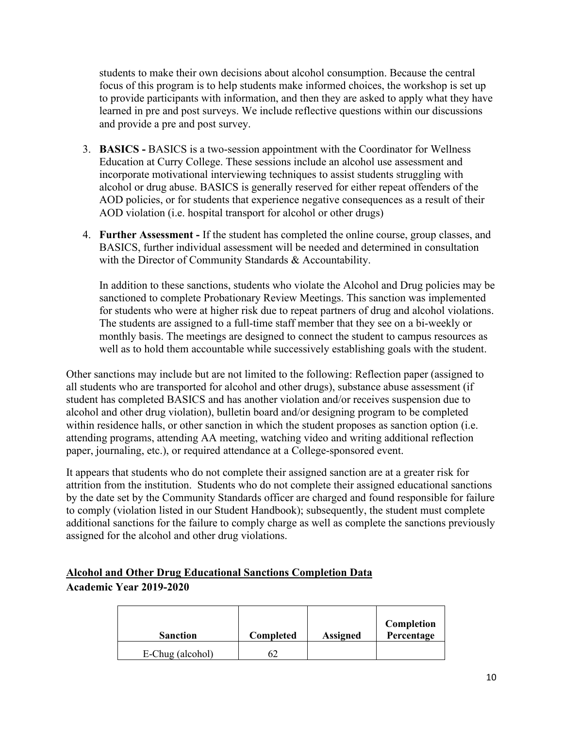students to make their own decisions about alcohol consumption. Because the central focus of this program is to help students make informed choices, the workshop is set up to provide participants with information, and then they are asked to apply what they have learned in pre and post surveys. We include reflective questions within our discussions and provide a pre and post survey.

3. **BASICS -** BASICS is a two-session appointment with the Coordinator for Wellness Education at Curry College. These sessions include an alcohol use assessment and incorporate motivational interviewing techniques to assist students struggling with alcohol or drug abuse. BASICS is generally reserved for either repeat offenders of the AOD policies, or for students that experience negative consequences as a result of their AOD violation (i.e. hospital transport for alcohol or other drugs)

4. **Further Assessment -** If the student has completed the online course, group classes, and BASICS, further individual assessment will be needed and determined in consultation with the Director of Community Standards & Accountability.

   In addition to these sanctions, students who violate the Alcohol and Drug policies may be sanctioned to complete Probationary Review Meetings. This sanction was implemented for students who were at higher risk due to repeat partners of drug and alcohol violations. The students are assigned to a full-time staff member that they see on a bi-weekly or monthly basis. The meetings are designed to connect the student to campus resources as well as to hold them accountable while successively establishing goals with the student.

Other sanctions may include but are not limited to the following: Reflection paper (assigned to all students who are transported for alcohol and other drugs), substance abuse assessment (if student has completed BASICS and has another violation and/or receives suspension due to alcohol and other drug violation), bulletin board and/or designing program to be completed within residence halls, or other sanction in which the student proposes as sanction option (i.e. attending programs, attending AA meeting, watching video and writing additional reflection paper, journaling, etc.), or required attendance at a College-sponsored event.

It appears that students who do not complete their assigned sanction are at a greater risk for attrition from the institution. Students who do not complete their assigned educational sanctions by the date set by the Community Standards officer are charged and found responsible for failure to comply (violation listed in our Student Handbook); subsequently, the student must complete additional sanctions for the failure to comply charge as well as complete the sanctions previously assigned for the alcohol and other drug violations.

## Alcohol and Other Drug Educational Sanctions Completion Data

**Academic Year 2019-2020**

| Sanction | Completed | Assigned | Completion Percentage |
|---|---|---|---|
| E-Chug (alcohol) | 62 | | |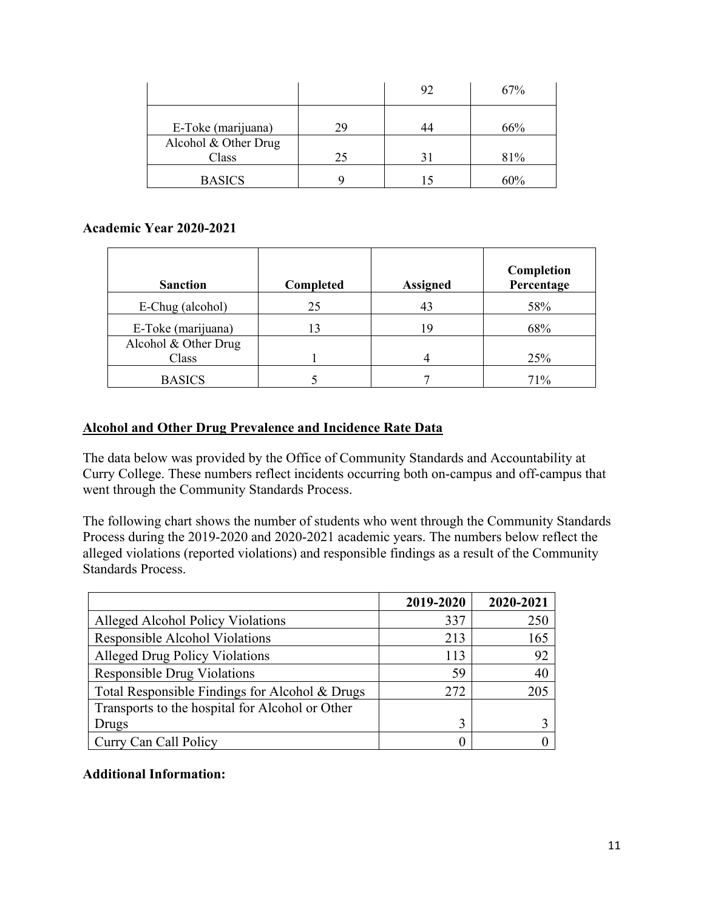| | | 92 | 67% |
|---|---|---|---|
| E-Toke (marijuana) | 29 | 44 | 66% |
| Alcohol & Other Drug Class | 25 | 31 | 81% |
| BASICS | 9 | 15 | 60% |

### Academic Year 2020-2021

| Sanction | Completed | Assigned | Completion Percentage |
|---|---|---|---|
| E-Chug (alcohol) | 25 | 43 | 58% |
| E-Toke (marijuana) | 13 | 19 | 68% |
| Alcohol & Other Drug Class | 1 | 4 | 25% |
| BASICS | 5 | 7 | 71% |

## Alcohol and Other Drug Prevalence and Incidence Rate Data

The data below was provided by the Office of Community Standards and Accountability at Curry College. These numbers reflect incidents occurring both on-campus and off-campus that went through the Community Standards Process.

The following chart shows the number of students who went through the Community Standards Process during the 2019-2020 and 2020-2021 academic years. The numbers below reflect the alleged violations (reported violations) and responsible findings as a result of the Community Standards Process.

| | 2019-2020 | 2020-2021 |
|---|---|---|
| Alleged Alcohol Policy Violations | 337 | 250 |
| Responsible Alcohol Violations | 213 | 165 |
| Alleged Drug Policy Violations | 113 | 92 |
| Responsible Drug Violations | 59 | 40 |
| Total Responsible Findings for Alcohol & Drugs | 272 | 205 |
| Transports to the hospital for Alcohol or Other Drugs | 3 | 3 |
| Curry Can Call Policy | 0 | 0 |

### Additional Information: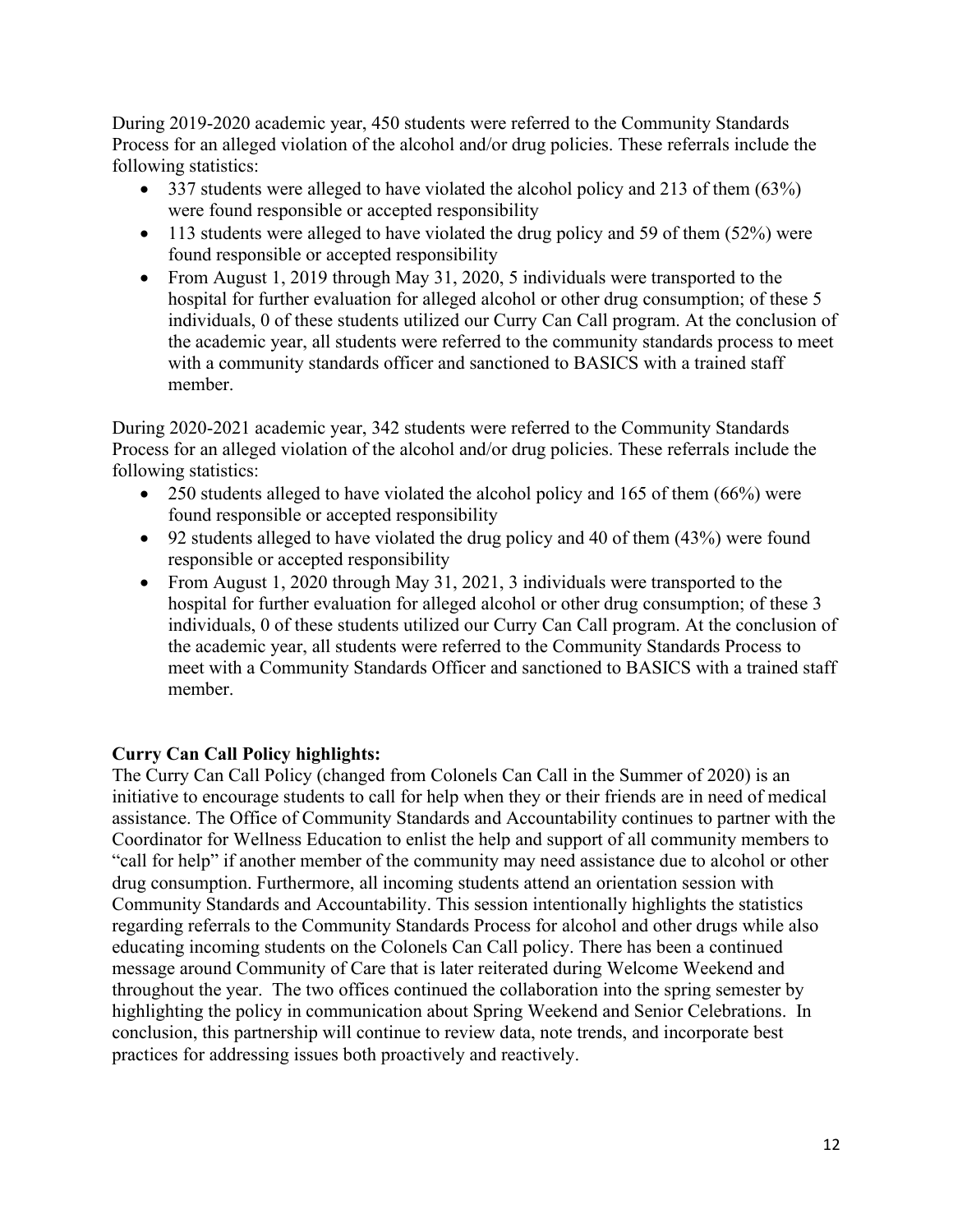During 2019-2020 academic year, 450 students were referred to the Community Standards Process for an alleged violation of the alcohol and/or drug policies. These referrals include the following statistics:

- 337 students were alleged to have violated the alcohol policy and 213 of them (63%) were found responsible or accepted responsibility
- 113 students were alleged to have violated the drug policy and 59 of them (52%) were found responsible or accepted responsibility
- From August 1, 2019 through May 31, 2020, 5 individuals were transported to the hospital for further evaluation for alleged alcohol or other drug consumption; of these 5 individuals, 0 of these students utilized our Curry Can Call program. At the conclusion of the academic year, all students were referred to the community standards process to meet with a community standards officer and sanctioned to BASICS with a trained staff member.

During 2020-2021 academic year, 342 students were referred to the Community Standards Process for an alleged violation of the alcohol and/or drug policies. These referrals include the following statistics:

- 250 students alleged to have violated the alcohol policy and 165 of them (66%) were found responsible or accepted responsibility
- 92 students alleged to have violated the drug policy and 40 of them (43%) were found responsible or accepted responsibility
- From August 1, 2020 through May 31, 2021, 3 individuals were transported to the hospital for further evaluation for alleged alcohol or other drug consumption; of these 3 individuals, 0 of these students utilized our Curry Can Call program. At the conclusion of the academic year, all students were referred to the Community Standards Process to meet with a Community Standards Officer and sanctioned to BASICS with a trained staff member.

**Curry Can Call Policy highlights:**

The Curry Can Call Policy (changed from Colonels Can Call in the Summer of 2020) is an initiative to encourage students to call for help when they or their friends are in need of medical assistance. The Office of Community Standards and Accountability continues to partner with the Coordinator for Wellness Education to enlist the help and support of all community members to "call for help" if another member of the community may need assistance due to alcohol or other drug consumption. Furthermore, all incoming students attend an orientation session with Community Standards and Accountability. This session intentionally highlights the statistics regarding referrals to the Community Standards Process for alcohol and other drugs while also educating incoming students on the Colonels Can Call policy. There has been a continued message around Community of Care that is later reiterated during Welcome Weekend and throughout the year. The two offices continued the collaboration into the spring semester by highlighting the policy in communication about Spring Weekend and Senior Celebrations. In conclusion, this partnership will continue to review data, note trends, and incorporate best practices for addressing issues both proactively and reactively.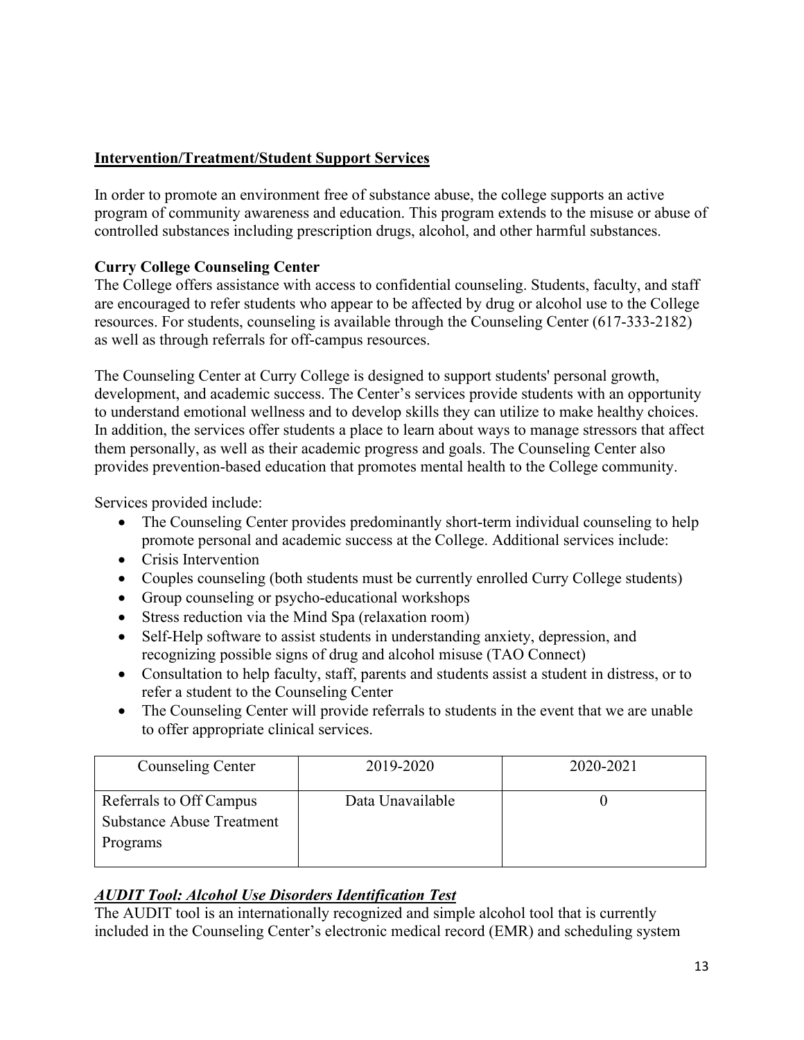## Intervention/Treatment/Student Support Services

In order to promote an environment free of substance abuse, the college supports an active program of community awareness and education. This program extends to the misuse or abuse of controlled substances including prescription drugs, alcohol, and other harmful substances.

### Curry College Counseling Center

The College offers assistance with access to confidential counseling. Students, faculty, and staff are encouraged to refer students who appear to be affected by drug or alcohol use to the College resources. For students, counseling is available through the Counseling Center (617-333-2182) as well as through referrals for off-campus resources.

The Counseling Center at Curry College is designed to support students' personal growth, development, and academic success. The Center's services provide students with an opportunity to understand emotional wellness and to develop skills they can utilize to make healthy choices. In addition, the services offer students a place to learn about ways to manage stressors that affect them personally, as well as their academic progress and goals. The Counseling Center also provides prevention-based education that promotes mental health to the College community.

Services provided include:

- The Counseling Center provides predominantly short-term individual counseling to help promote personal and academic success at the College. Additional services include:
- Crisis Intervention
- Couples counseling (both students must be currently enrolled Curry College students)
- Group counseling or psycho-educational workshops
- Stress reduction via the Mind Spa (relaxation room)
- Self-Help software to assist students in understanding anxiety, depression, and recognizing possible signs of drug and alcohol misuse (TAO Connect)
- Consultation to help faculty, staff, parents and students assist a student in distress, or to refer a student to the Counseling Center
- The Counseling Center will provide referrals to students in the event that we are unable to offer appropriate clinical services.

| Counseling Center | 2019-2020 | 2020-2021 |
| --- | --- | --- |
| Referrals to Off Campus Substance Abuse Treatment Programs | Data Unavailable | 0 |

### ***AUDIT Tool: Alcohol Use Disorders Identification Test***

The AUDIT tool is an internationally recognized and simple alcohol tool that is currently included in the Counseling Center's electronic medical record (EMR) and scheduling system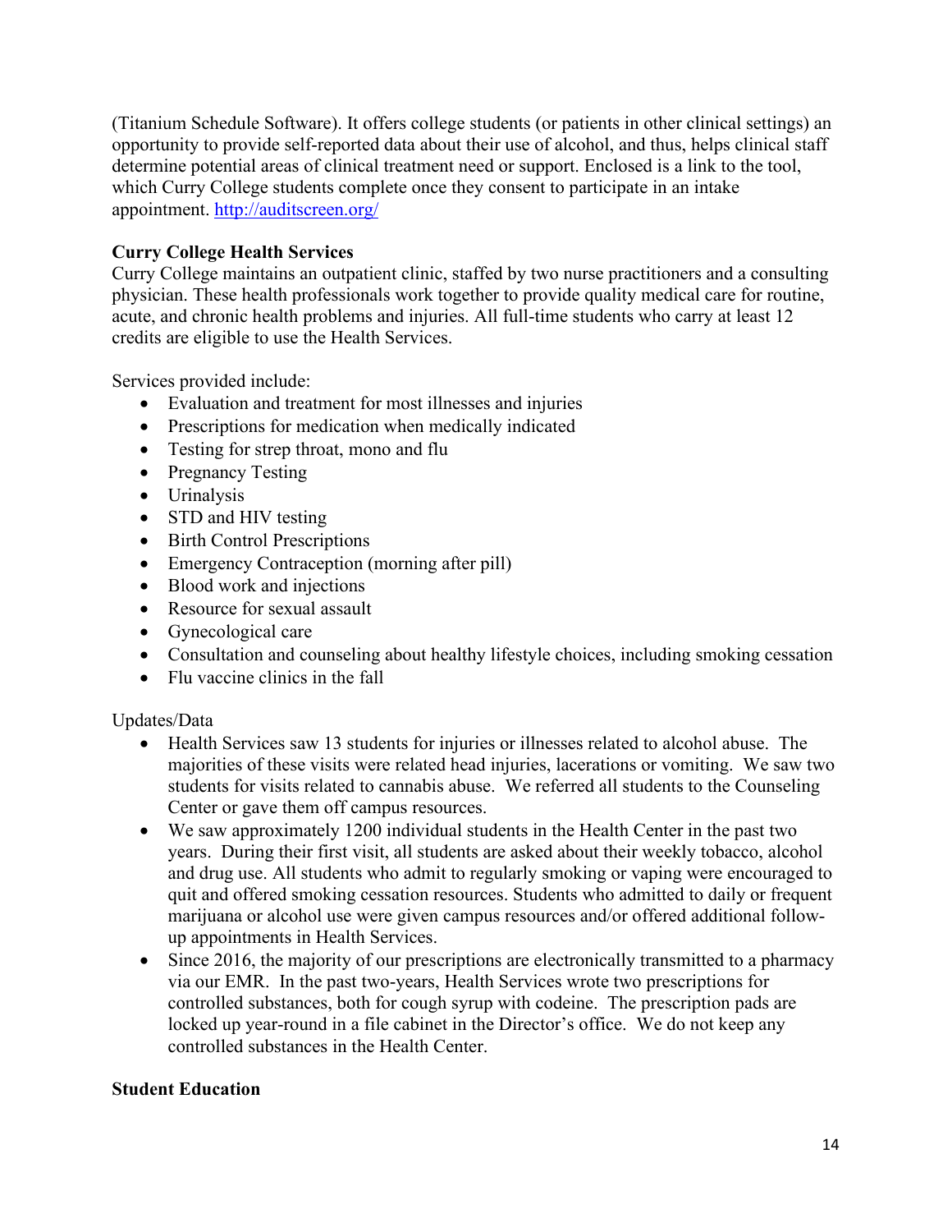(Titanium Schedule Software). It offers college students (or patients in other clinical settings) an opportunity to provide self-reported data about their use of alcohol, and thus, helps clinical staff determine potential areas of clinical treatment need or support. Enclosed is a link to the tool, which Curry College students complete once they consent to participate in an intake appointment. http://auditscreen.org/

**Curry College Health Services**

Curry College maintains an outpatient clinic, staffed by two nurse practitioners and a consulting physician. These health professionals work together to provide quality medical care for routine, acute, and chronic health problems and injuries. All full-time students who carry at least 12 credits are eligible to use the Health Services.

Services provided include:

- Evaluation and treatment for most illnesses and injuries
- Prescriptions for medication when medically indicated
- Testing for strep throat, mono and flu
- Pregnancy Testing
- Urinalysis
- STD and HIV testing
- Birth Control Prescriptions
- Emergency Contraception (morning after pill)
- Blood work and injections
- Resource for sexual assault
- Gynecological care
- Consultation and counseling about healthy lifestyle choices, including smoking cessation
- Flu vaccine clinics in the fall

Updates/Data

- Health Services saw 13 students for injuries or illnesses related to alcohol abuse. The majorities of these visits were related head injuries, lacerations or vomiting. We saw two students for visits related to cannabis abuse. We referred all students to the Counseling Center or gave them off campus resources.
- We saw approximately 1200 individual students in the Health Center in the past two years. During their first visit, all students are asked about their weekly tobacco, alcohol and drug use. All students who admit to regularly smoking or vaping were encouraged to quit and offered smoking cessation resources. Students who admitted to daily or frequent marijuana or alcohol use were given campus resources and/or offered additional follow-up appointments in Health Services.
- Since 2016, the majority of our prescriptions are electronically transmitted to a pharmacy via our EMR. In the past two-years, Health Services wrote two prescriptions for controlled substances, both for cough syrup with codeine. The prescription pads are locked up year-round in a file cabinet in the Director's office. We do not keep any controlled substances in the Health Center.

**Student Education**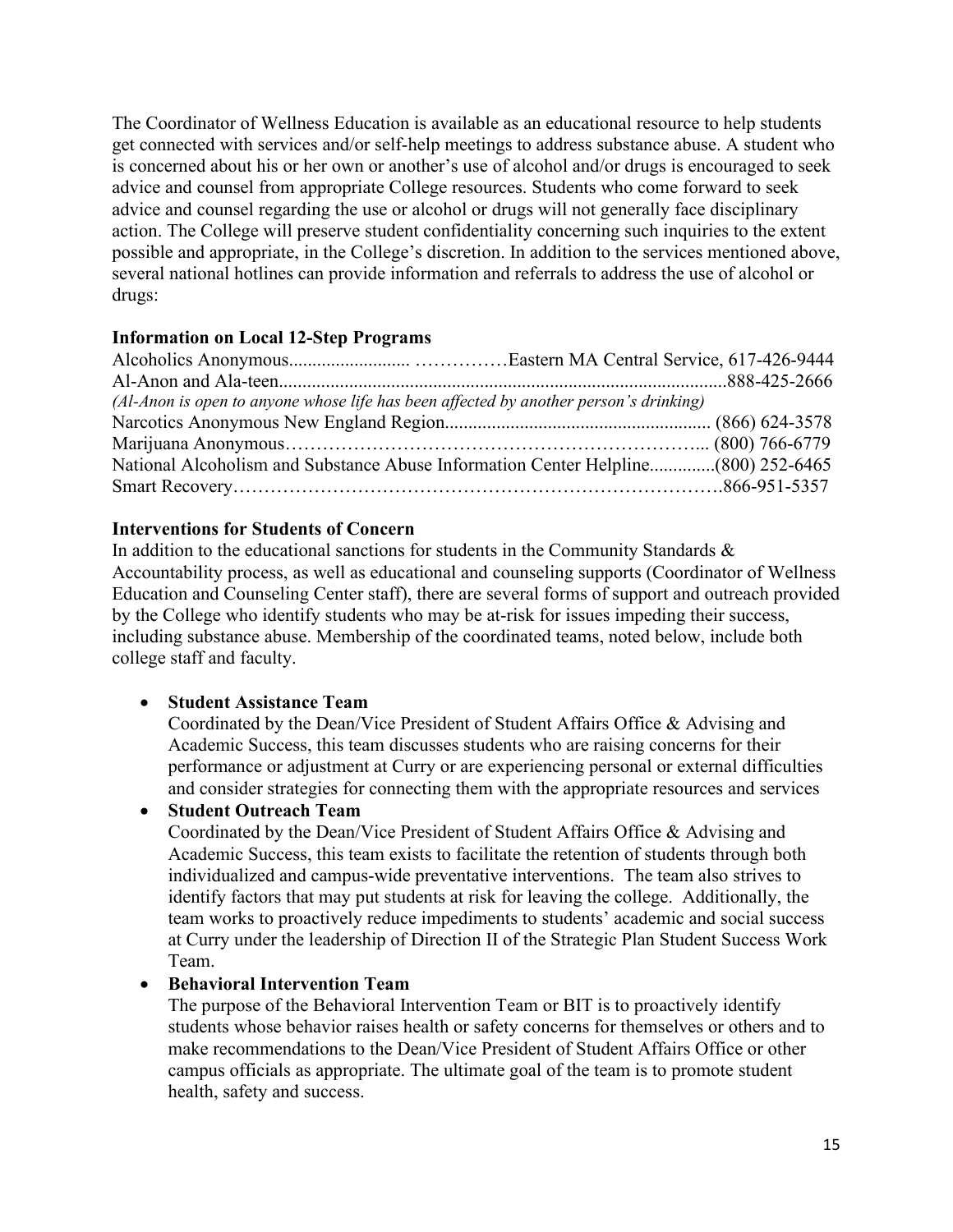The Coordinator of Wellness Education is available as an educational resource to help students get connected with services and/or self-help meetings to address substance abuse. A student who is concerned about his or her own or another's use of alcohol and/or drugs is encouraged to seek advice and counsel from appropriate College resources. Students who come forward to seek advice and counsel regarding the use or alcohol or drugs will not generally face disciplinary action. The College will preserve student confidentiality concerning such inquiries to the extent possible and appropriate, in the College's discretion. In addition to the services mentioned above, several national hotlines can provide information and referrals to address the use of alcohol or drugs:

**Information on Local 12-Step Programs**

Alcoholics Anonymous......................... ……………Eastern MA Central Service, 617-426-9444
Al-Anon and Ala-teen...............................................................................................888-425-2666
*(Al-Anon is open to anyone whose life has been affected by another person's drinking)*
Narcotics Anonymous New England Region......................................................... (866) 624-3578
Marijuana Anonymous………………………………………………………... (800) 766-6779
National Alcoholism and Substance Abuse Information Center Helpline.............(800) 252-6465
Smart Recovery…………………………………………………………………….866-951-5357

**Interventions for Students of Concern**

In addition to the educational sanctions for students in the Community Standards & Accountability process, as well as educational and counseling supports (Coordinator of Wellness Education and Counseling Center staff), there are several forms of support and outreach provided by the College who identify students who may be at-risk for issues impeding their success, including substance abuse. Membership of the coordinated teams, noted below, include both college staff and faculty.

- **Student Assistance Team**
  Coordinated by the Dean/Vice President of Student Affairs Office & Advising and Academic Success, this team discusses students who are raising concerns for their performance or adjustment at Curry or are experiencing personal or external difficulties and consider strategies for connecting them with the appropriate resources and services
- **Student Outreach Team**
  Coordinated by the Dean/Vice President of Student Affairs Office & Advising and Academic Success, this team exists to facilitate the retention of students through both individualized and campus-wide preventative interventions. The team also strives to identify factors that may put students at risk for leaving the college. Additionally, the team works to proactively reduce impediments to students' academic and social success at Curry under the leadership of Direction II of the Strategic Plan Student Success Work Team.
- **Behavioral Intervention Team**
  The purpose of the Behavioral Intervention Team or BIT is to proactively identify students whose behavior raises health or safety concerns for themselves or others and to make recommendations to the Dean/Vice President of Student Affairs Office or other campus officials as appropriate. The ultimate goal of the team is to promote student health, safety and success.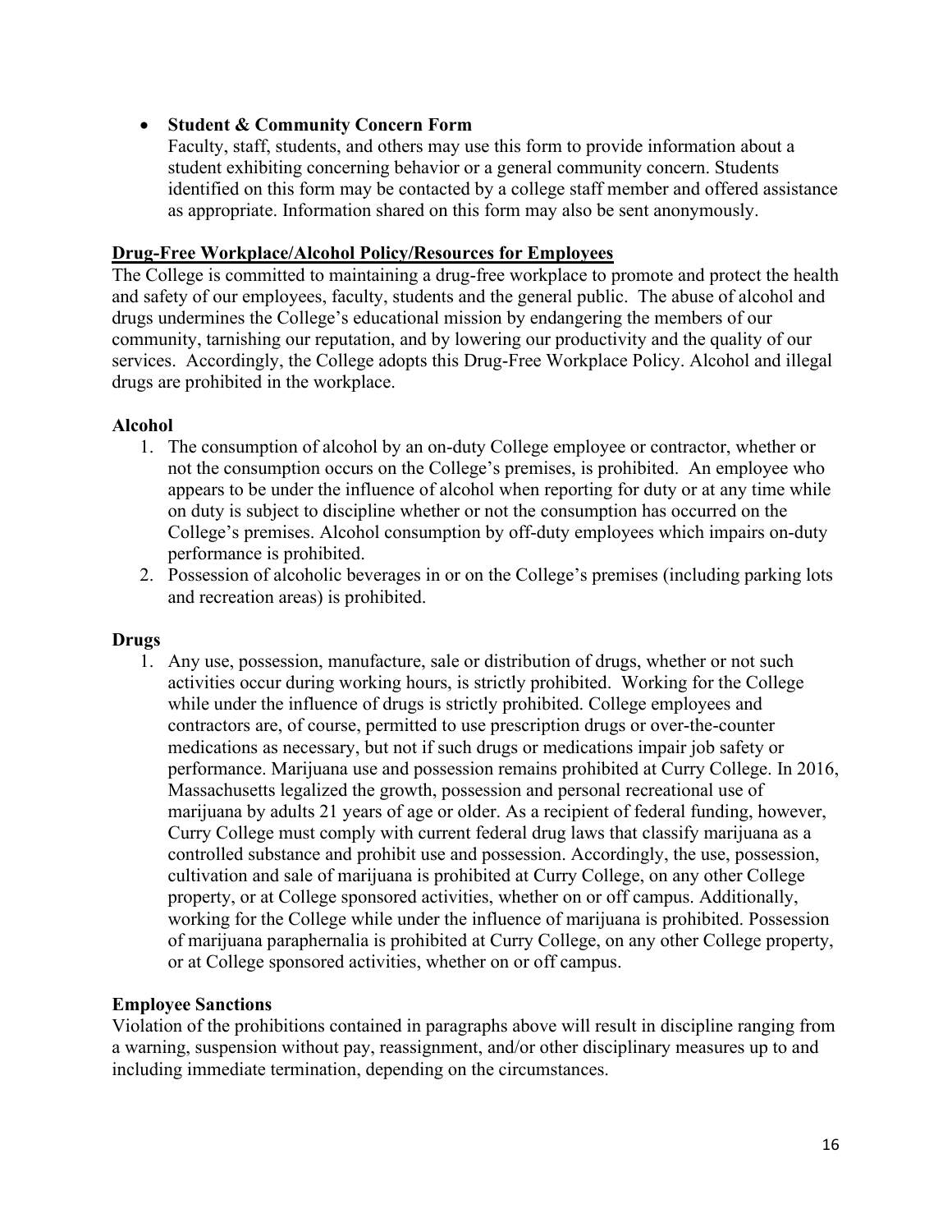- **Student & Community Concern Form**
  Faculty, staff, students, and others may use this form to provide information about a student exhibiting concerning behavior or a general community concern. Students identified on this form may be contacted by a college staff member and offered assistance as appropriate. Information shared on this form may also be sent anonymously.

## Drug-Free Workplace/Alcohol Policy/Resources for Employees

The College is committed to maintaining a drug-free workplace to promote and protect the health and safety of our employees, faculty, students and the general public. The abuse of alcohol and drugs undermines the College's educational mission by endangering the members of our community, tarnishing our reputation, and by lowering our productivity and the quality of our services. Accordingly, the College adopts this Drug-Free Workplace Policy. Alcohol and illegal drugs are prohibited in the workplace.

### Alcohol

1. The consumption of alcohol by an on-duty College employee or contractor, whether or not the consumption occurs on the College's premises, is prohibited. An employee who appears to be under the influence of alcohol when reporting for duty or at any time while on duty is subject to discipline whether or not the consumption has occurred on the College's premises. Alcohol consumption by off-duty employees which impairs on-duty performance is prohibited.
2. Possession of alcoholic beverages in or on the College's premises (including parking lots and recreation areas) is prohibited.

### Drugs

1. Any use, possession, manufacture, sale or distribution of drugs, whether or not such activities occur during working hours, is strictly prohibited. Working for the College while under the influence of drugs is strictly prohibited. College employees and contractors are, of course, permitted to use prescription drugs or over-the-counter medications as necessary, but not if such drugs or medications impair job safety or performance. Marijuana use and possession remains prohibited at Curry College. In 2016, Massachusetts legalized the growth, possession and personal recreational use of marijuana by adults 21 years of age or older. As a recipient of federal funding, however, Curry College must comply with current federal drug laws that classify marijuana as a controlled substance and prohibit use and possession. Accordingly, the use, possession, cultivation and sale of marijuana is prohibited at Curry College, on any other College property, or at College sponsored activities, whether on or off campus. Additionally, working for the College while under the influence of marijuana is prohibited. Possession of marijuana paraphernalia is prohibited at Curry College, on any other College property, or at College sponsored activities, whether on or off campus.

### Employee Sanctions

Violation of the prohibitions contained in paragraphs above will result in discipline ranging from a warning, suspension without pay, reassignment, and/or other disciplinary measures up to and including immediate termination, depending on the circumstances.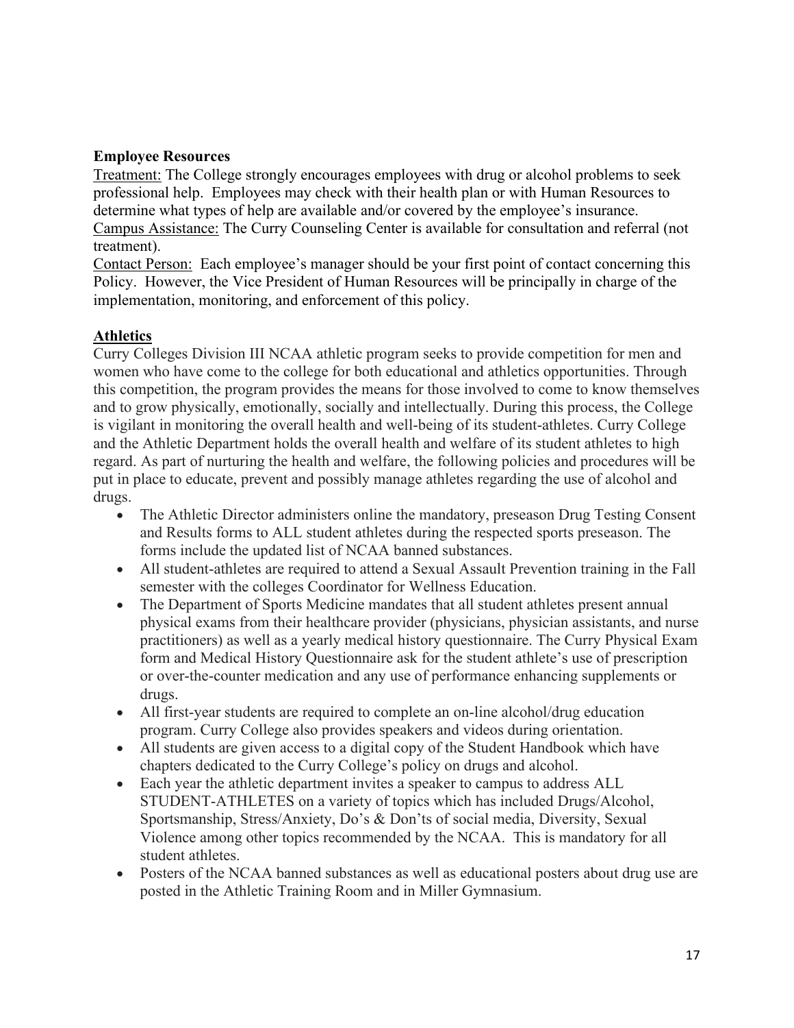**Employee Resources**

Treatment: The College strongly encourages employees with drug or alcohol problems to seek professional help. Employees may check with their health plan or with Human Resources to determine what types of help are available and/or covered by the employee's insurance.

Campus Assistance: The Curry Counseling Center is available for consultation and referral (not treatment).

Contact Person: Each employee's manager should be your first point of contact concerning this Policy. However, the Vice President of Human Resources will be principally in charge of the implementation, monitoring, and enforcement of this policy.

## Athletics

Curry Colleges Division III NCAA athletic program seeks to provide competition for men and women who have come to the college for both educational and athletics opportunities. Through this competition, the program provides the means for those involved to come to know themselves and to grow physically, emotionally, socially and intellectually. During this process, the College is vigilant in monitoring the overall health and well-being of its student-athletes. Curry College and the Athletic Department holds the overall health and welfare of its student athletes to high regard. As part of nurturing the health and welfare, the following policies and procedures will be put in place to educate, prevent and possibly manage athletes regarding the use of alcohol and drugs.

- The Athletic Director administers online the mandatory, preseason Drug Testing Consent and Results forms to ALL student athletes during the respected sports preseason. The forms include the updated list of NCAA banned substances.
- All student-athletes are required to attend a Sexual Assault Prevention training in the Fall semester with the colleges Coordinator for Wellness Education.
- The Department of Sports Medicine mandates that all student athletes present annual physical exams from their healthcare provider (physicians, physician assistants, and nurse practitioners) as well as a yearly medical history questionnaire. The Curry Physical Exam form and Medical History Questionnaire ask for the student athlete's use of prescription or over-the-counter medication and any use of performance enhancing supplements or drugs.
- All first-year students are required to complete an on-line alcohol/drug education program. Curry College also provides speakers and videos during orientation.
- All students are given access to a digital copy of the Student Handbook which have chapters dedicated to the Curry College's policy on drugs and alcohol.
- Each year the athletic department invites a speaker to campus to address ALL STUDENT-ATHLETES on a variety of topics which has included Drugs/Alcohol, Sportsmanship, Stress/Anxiety, Do's & Don'ts of social media, Diversity, Sexual Violence among other topics recommended by the NCAA. This is mandatory for all student athletes.
- Posters of the NCAA banned substances as well as educational posters about drug use are posted in the Athletic Training Room and in Miller Gymnasium.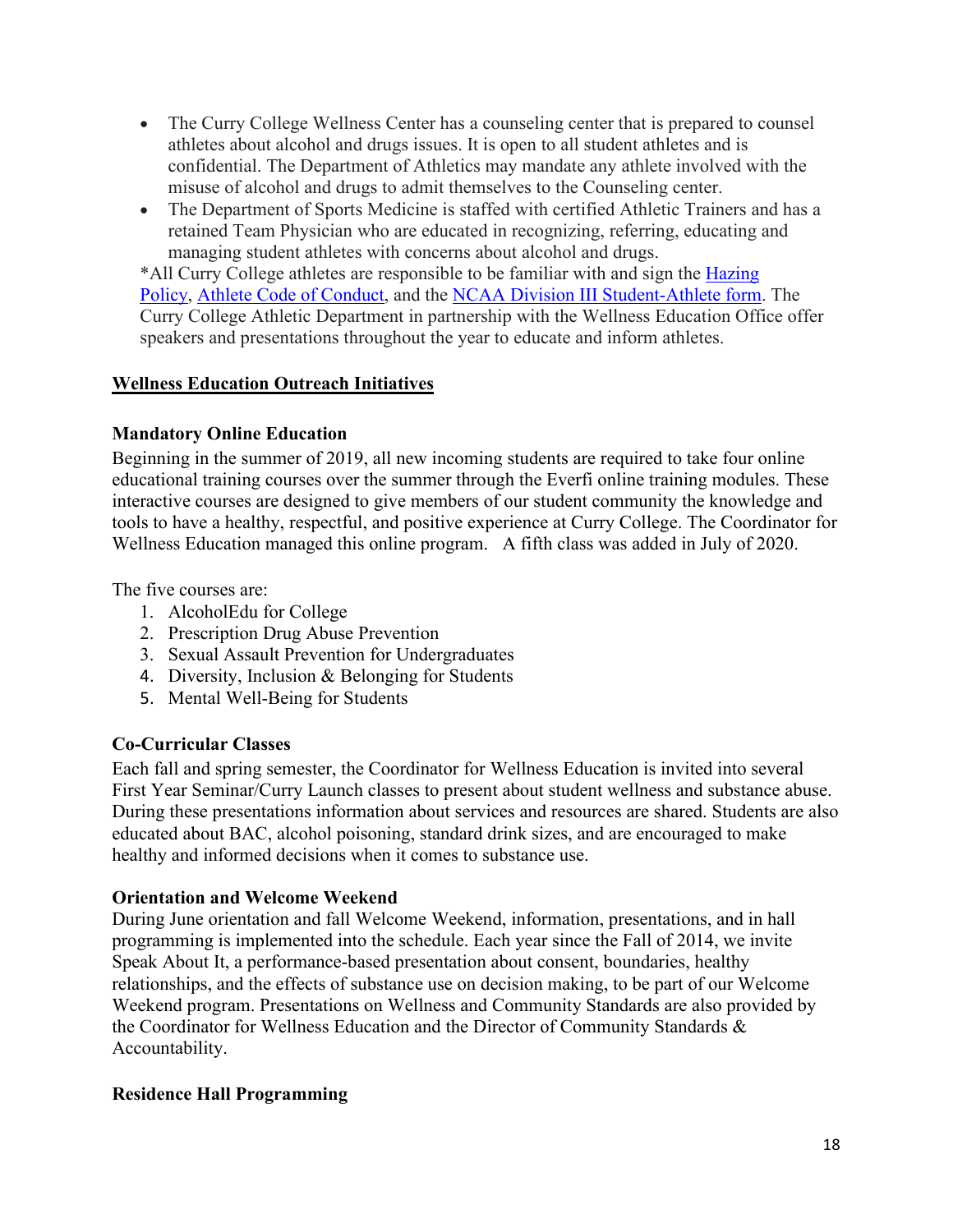- The Curry College Wellness Center has a counseling center that is prepared to counsel athletes about alcohol and drugs issues. It is open to all student athletes and is confidential. The Department of Athletics may mandate any athlete involved with the misuse of alcohol and drugs to admit themselves to the Counseling center.
- The Department of Sports Medicine is staffed with certified Athletic Trainers and has a retained Team Physician who are educated in recognizing, referring, educating and managing student athletes with concerns about alcohol and drugs.

*All Curry College athletes are responsible to be familiar with and sign the Hazing Policy, Athlete Code of Conduct, and the NCAA Division III Student-Athlete form. The Curry College Athletic Department in partnership with the Wellness Education Office offer speakers and presentations throughout the year to educate and inform athletes.

## Wellness Education Outreach Initiatives

### Mandatory Online Education

Beginning in the summer of 2019, all new incoming students are required to take four online educational training courses over the summer through the Everfi online training modules. These interactive courses are designed to give members of our student community the knowledge and tools to have a healthy, respectful, and positive experience at Curry College. The Coordinator for Wellness Education managed this online program. A fifth class was added in July of 2020.

The five courses are:

1. AlcoholEdu for College
2. Prescription Drug Abuse Prevention
3. Sexual Assault Prevention for Undergraduates
4. Diversity, Inclusion & Belonging for Students
5. Mental Well-Being for Students

### Co-Curricular Classes

Each fall and spring semester, the Coordinator for Wellness Education is invited into several First Year Seminar/Curry Launch classes to present about student wellness and substance abuse. During these presentations information about services and resources are shared. Students are also educated about BAC, alcohol poisoning, standard drink sizes, and are encouraged to make healthy and informed decisions when it comes to substance use.

### Orientation and Welcome Weekend

During June orientation and fall Welcome Weekend, information, presentations, and in hall programming is implemented into the schedule. Each year since the Fall of 2014, we invite Speak About It, a performance-based presentation about consent, boundaries, healthy relationships, and the effects of substance use on decision making, to be part of our Welcome Weekend program. Presentations on Wellness and Community Standards are also provided by the Coordinator for Wellness Education and the Director of Community Standards & Accountability.

### Residence Hall Programming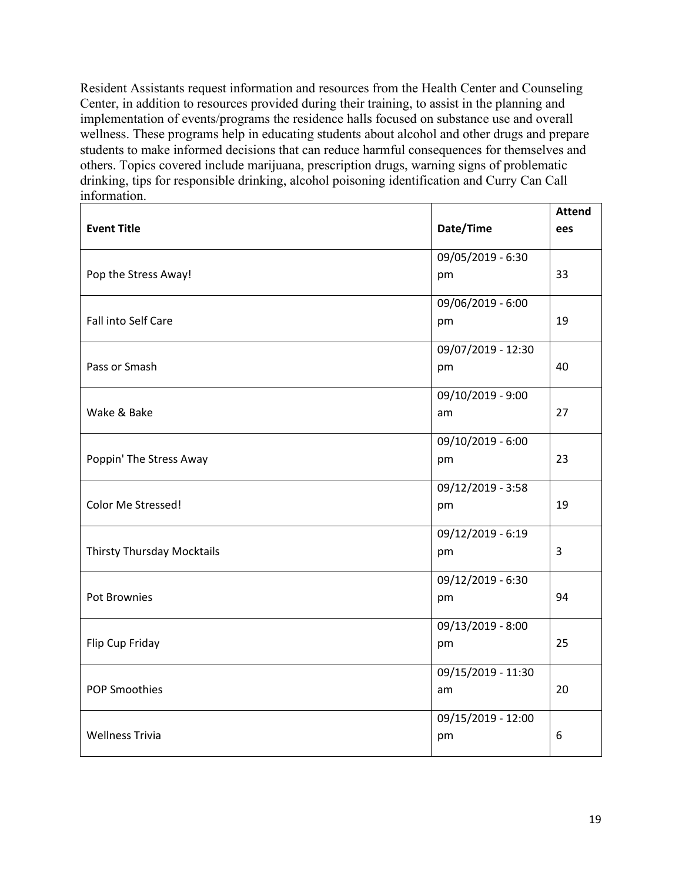Resident Assistants request information and resources from the Health Center and Counseling Center, in addition to resources provided during their training, to assist in the planning and implementation of events/programs the residence halls focused on substance use and overall wellness. These programs help in educating students about alcohol and other drugs and prepare students to make informed decisions that can reduce harmful consequences for themselves and others. Topics covered include marijuana, prescription drugs, warning signs of problematic drinking, tips for responsible drinking, alcohol poisoning identification and Curry Can Call information.

| Event Title | Date/Time | Attendees |
|---|---|---|
| Pop the Stress Away! | 09/05/2019 - 6:30 pm | 33 |
| Fall into Self Care | 09/06/2019 - 6:00 pm | 19 |
| Pass or Smash | 09/07/2019 - 12:30 pm | 40 |
| Wake & Bake | 09/10/2019 - 9:00 am | 27 |
| Poppin' The Stress Away | 09/10/2019 - 6:00 pm | 23 |
| Color Me Stressed! | 09/12/2019 - 3:58 pm | 19 |
| Thirsty Thursday Mocktails | 09/12/2019 - 6:19 pm | 3 |
| Pot Brownies | 09/12/2019 - 6:30 pm | 94 |
| Flip Cup Friday | 09/13/2019 - 8:00 pm | 25 |
| POP Smoothies | 09/15/2019 - 11:30 am | 20 |
| Wellness Trivia | 09/15/2019 - 12:00 pm | 6 |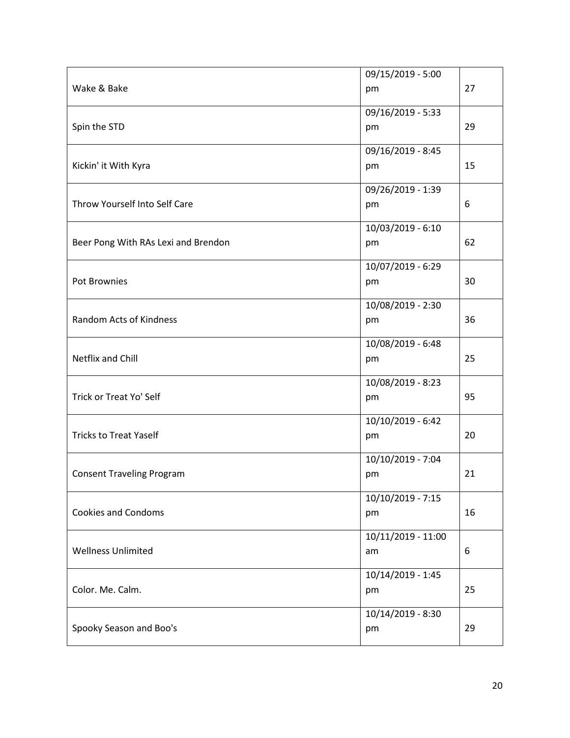| | | |
|---|---|---|
| Wake & Bake | 09/15/2019 - 5:00 pm | 27 |
| Spin the STD | 09/16/2019 - 5:33 pm | 29 |
| Kickin' it With Kyra | 09/16/2019 - 8:45 pm | 15 |
| Throw Yourself Into Self Care | 09/26/2019 - 1:39 pm | 6 |
| Beer Pong With RAs Lexi and Brendon | 10/03/2019 - 6:10 pm | 62 |
| Pot Brownies | 10/07/2019 - 6:29 pm | 30 |
| Random Acts of Kindness | 10/08/2019 - 2:30 pm | 36 |
| Netflix and Chill | 10/08/2019 - 6:48 pm | 25 |
| Trick or Treat Yo' Self | 10/08/2019 - 8:23 pm | 95 |
| Tricks to Treat Yaself | 10/10/2019 - 6:42 pm | 20 |
| Consent Traveling Program | 10/10/2019 - 7:04 pm | 21 |
| Cookies and Condoms | 10/10/2019 - 7:15 pm | 16 |
| Wellness Unlimited | 10/11/2019 - 11:00 am | 6 |
| Color. Me. Calm. | 10/14/2019 - 1:45 pm | 25 |
| Spooky Season and Boo's | 10/14/2019 - 8:30 pm | 29 |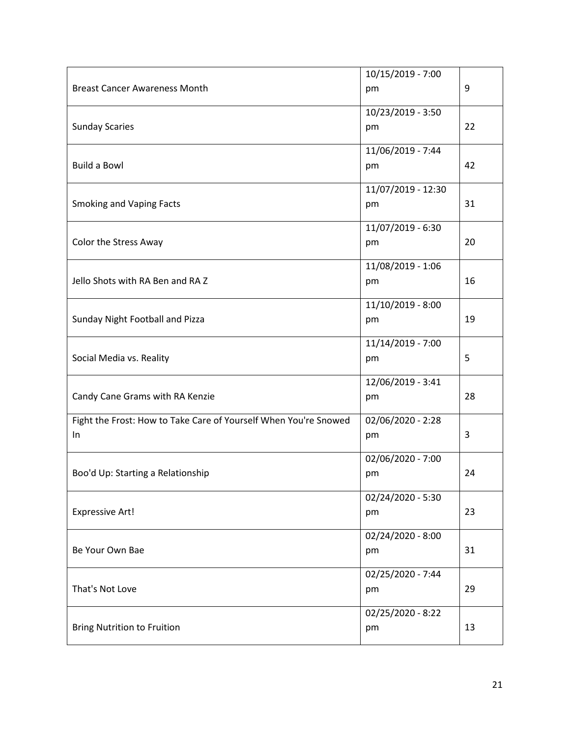| | | |
|---|---|---|
| Breast Cancer Awareness Month | 10/15/2019 - 7:00 pm | 9 |
| Sunday Scaries | 10/23/2019 - 3:50 pm | 22 |
| Build a Bowl | 11/06/2019 - 7:44 pm | 42 |
| Smoking and Vaping Facts | 11/07/2019 - 12:30 pm | 31 |
| Color the Stress Away | 11/07/2019 - 6:30 pm | 20 |
| Jello Shots with RA Ben and RA Z | 11/08/2019 - 1:06 pm | 16 |
| Sunday Night Football and Pizza | 11/10/2019 - 8:00 pm | 19 |
| Social Media vs. Reality | 11/14/2019 - 7:00 pm | 5 |
| Candy Cane Grams with RA Kenzie | 12/06/2019 - 3:41 pm | 28 |
| Fight the Frost: How to Take Care of Yourself When You're Snowed In | 02/06/2020 - 2:28 pm | 3 |
| Boo'd Up: Starting a Relationship | 02/06/2020 - 7:00 pm | 24 |
| Expressive Art! | 02/24/2020 - 5:30 pm | 23 |
| Be Your Own Bae | 02/24/2020 - 8:00 pm | 31 |
| That's Not Love | 02/25/2020 - 7:44 pm | 29 |
| Bring Nutrition to Fruition | 02/25/2020 - 8:22 pm | 13 |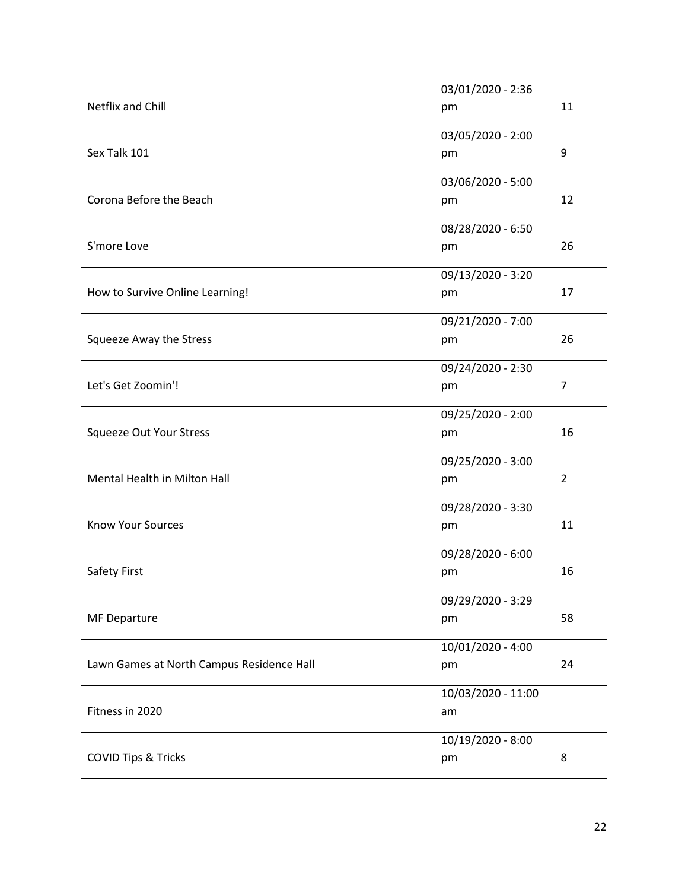| | | |
|---|---|---|
| Netflix and Chill | 03/01/2020 - 2:36 pm | 11 |
| Sex Talk 101 | 03/05/2020 - 2:00 pm | 9 |
| Corona Before the Beach | 03/06/2020 - 5:00 pm | 12 |
| S'more Love | 08/28/2020 - 6:50 pm | 26 |
| How to Survive Online Learning! | 09/13/2020 - 3:20 pm | 17 |
| Squeeze Away the Stress | 09/21/2020 - 7:00 pm | 26 |
| Let's Get Zoomin'! | 09/24/2020 - 2:30 pm | 7 |
| Squeeze Out Your Stress | 09/25/2020 - 2:00 pm | 16 |
| Mental Health in Milton Hall | 09/25/2020 - 3:00 pm | 2 |
| Know Your Sources | 09/28/2020 - 3:30 pm | 11 |
| Safety First | 09/28/2020 - 6:00 pm | 16 |
| MF Departure | 09/29/2020 - 3:29 pm | 58 |
| Lawn Games at North Campus Residence Hall | 10/01/2020 - 4:00 pm | 24 |
| Fitness in 2020 | 10/03/2020 - 11:00 am | |
| COVID Tips & Tricks | 10/19/2020 - 8:00 pm | 8 |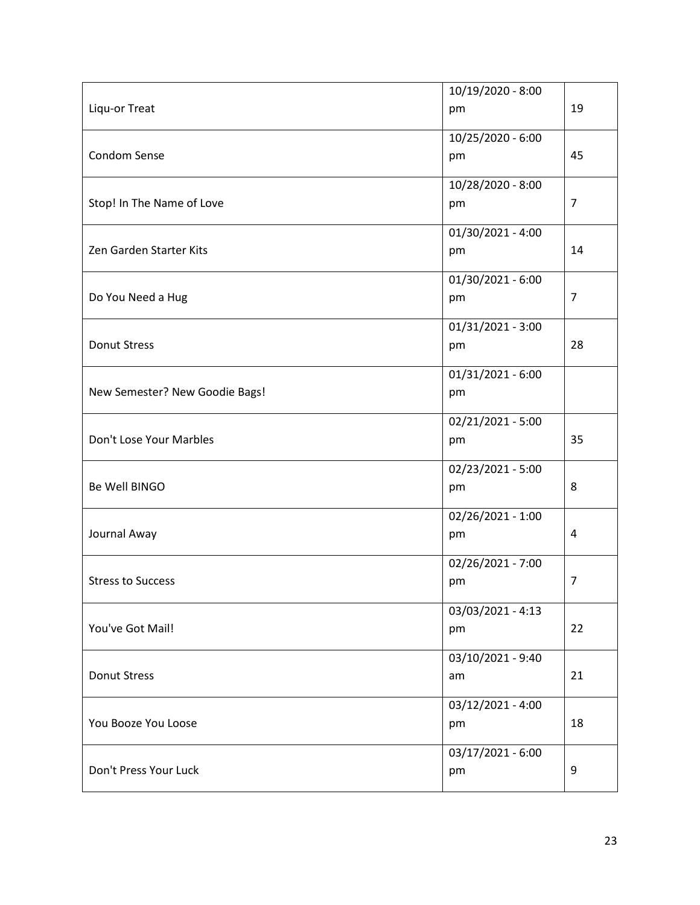| | | |
|---|---|---|
| Liqu-or Treat | 10/19/2020 - 8:00 pm | 19 |
| Condom Sense | 10/25/2020 - 6:00 pm | 45 |
| Stop! In The Name of Love | 10/28/2020 - 8:00 pm | 7 |
| Zen Garden Starter Kits | 01/30/2021 - 4:00 pm | 14 |
| Do You Need a Hug | 01/30/2021 - 6:00 pm | 7 |
| Donut Stress | 01/31/2021 - 3:00 pm | 28 |
| New Semester? New Goodie Bags! | 01/31/2021 - 6:00 pm | |
| Don't Lose Your Marbles | 02/21/2021 - 5:00 pm | 35 |
| Be Well BINGO | 02/23/2021 - 5:00 pm | 8 |
| Journal Away | 02/26/2021 - 1:00 pm | 4 |
| Stress to Success | 02/26/2021 - 7:00 pm | 7 |
| You've Got Mail! | 03/03/2021 - 4:13 pm | 22 |
| Donut Stress | 03/10/2021 - 9:40 am | 21 |
| You Booze You Loose | 03/12/2021 - 4:00 pm | 18 |
| Don't Press Your Luck | 03/17/2021 - 6:00 pm | 9 |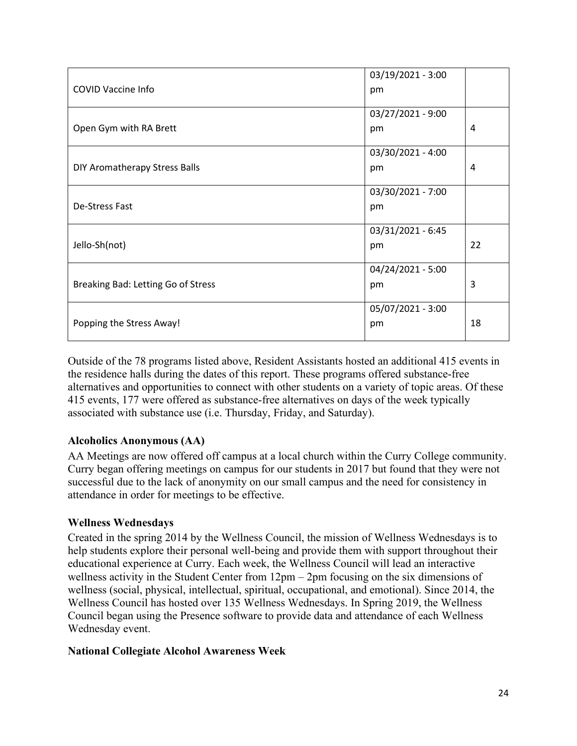| | | |
| --- | --- | --- |
| COVID Vaccine Info | 03/19/2021 - 3:00 pm | |
| Open Gym with RA Brett | 03/27/2021 - 9:00 pm | 4 |
| DIY Aromatherapy Stress Balls | 03/30/2021 - 4:00 pm | 4 |
| De-Stress Fast | 03/30/2021 - 7:00 pm | |
| Jello-Sh(not) | 03/31/2021 - 6:45 pm | 22 |
| Breaking Bad: Letting Go of Stress | 04/24/2021 - 5:00 pm | 3 |
| Popping the Stress Away! | 05/07/2021 - 3:00 pm | 18 |

Outside of the 78 programs listed above, Resident Assistants hosted an additional 415 events in the residence halls during the dates of this report. These programs offered substance-free alternatives and opportunities to connect with other students on a variety of topic areas. Of these 415 events, 177 were offered as substance-free alternatives on days of the week typically associated with substance use (i.e. Thursday, Friday, and Saturday).

**Alcoholics Anonymous (AA)**

AA Meetings are now offered off campus at a local church within the Curry College community. Curry began offering meetings on campus for our students in 2017 but found that they were not successful due to the lack of anonymity on our small campus and the need for consistency in attendance in order for meetings to be effective.

**Wellness Wednesdays**

Created in the spring 2014 by the Wellness Council, the mission of Wellness Wednesdays is to help students explore their personal well-being and provide them with support throughout their educational experience at Curry. Each week, the Wellness Council will lead an interactive wellness activity in the Student Center from 12pm – 2pm focusing on the six dimensions of wellness (social, physical, intellectual, spiritual, occupational, and emotional). Since 2014, the Wellness Council has hosted over 135 Wellness Wednesdays. In Spring 2019, the Wellness Council began using the Presence software to provide data and attendance of each Wellness Wednesday event.

**National Collegiate Alcohol Awareness Week**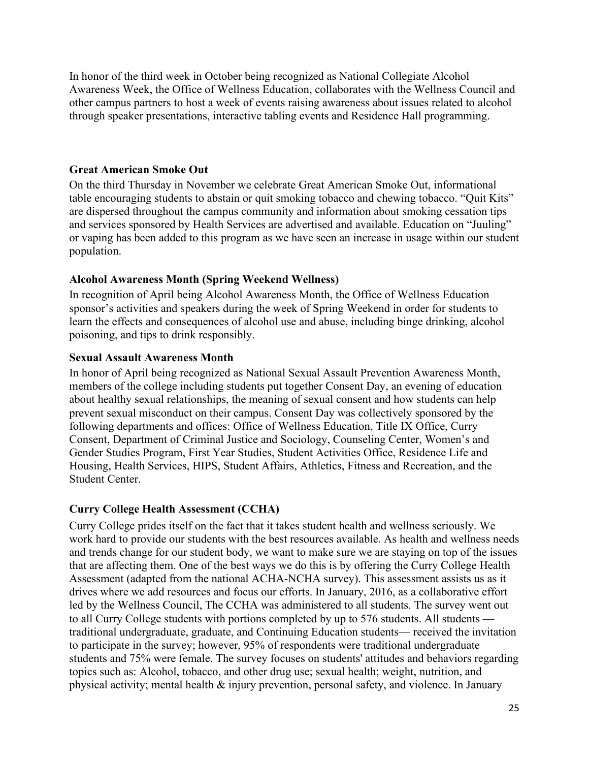In honor of the third week in October being recognized as National Collegiate Alcohol Awareness Week, the Office of Wellness Education, collaborates with the Wellness Council and other campus partners to host a week of events raising awareness about issues related to alcohol through speaker presentations, interactive tabling events and Residence Hall programming.

**Great American Smoke Out**

On the third Thursday in November we celebrate Great American Smoke Out, informational table encouraging students to abstain or quit smoking tobacco and chewing tobacco. "Quit Kits" are dispersed throughout the campus community and information about smoking cessation tips and services sponsored by Health Services are advertised and available. Education on "Juuling" or vaping has been added to this program as we have seen an increase in usage within our student population.

**Alcohol Awareness Month (Spring Weekend Wellness)**

In recognition of April being Alcohol Awareness Month, the Office of Wellness Education sponsor's activities and speakers during the week of Spring Weekend in order for students to learn the effects and consequences of alcohol use and abuse, including binge drinking, alcohol poisoning, and tips to drink responsibly.

**Sexual Assault Awareness Month**

In honor of April being recognized as National Sexual Assault Prevention Awareness Month, members of the college including students put together Consent Day, an evening of education about healthy sexual relationships, the meaning of sexual consent and how students can help prevent sexual misconduct on their campus. Consent Day was collectively sponsored by the following departments and offices: Office of Wellness Education, Title IX Office, Curry Consent, Department of Criminal Justice and Sociology, Counseling Center, Women's and Gender Studies Program, First Year Studies, Student Activities Office, Residence Life and Housing, Health Services, HIPS, Student Affairs, Athletics, Fitness and Recreation, and the Student Center.

**Curry College Health Assessment (CCHA)**

Curry College prides itself on the fact that it takes student health and wellness seriously. We work hard to provide our students with the best resources available. As health and wellness needs and trends change for our student body, we want to make sure we are staying on top of the issues that are affecting them. One of the best ways we do this is by offering the Curry College Health Assessment (adapted from the national ACHA-NCHA survey). This assessment assists us as it drives where we add resources and focus our efforts. In January, 2016, as a collaborative effort led by the Wellness Council, The CCHA was administered to all students. The survey went out to all Curry College students with portions completed by up to 576 students. All students — traditional undergraduate, graduate, and Continuing Education students— received the invitation to participate in the survey; however, 95% of respondents were traditional undergraduate students and 75% were female. The survey focuses on students' attitudes and behaviors regarding topics such as: Alcohol, tobacco, and other drug use; sexual health; weight, nutrition, and physical activity; mental health & injury prevention, personal safety, and violence. In January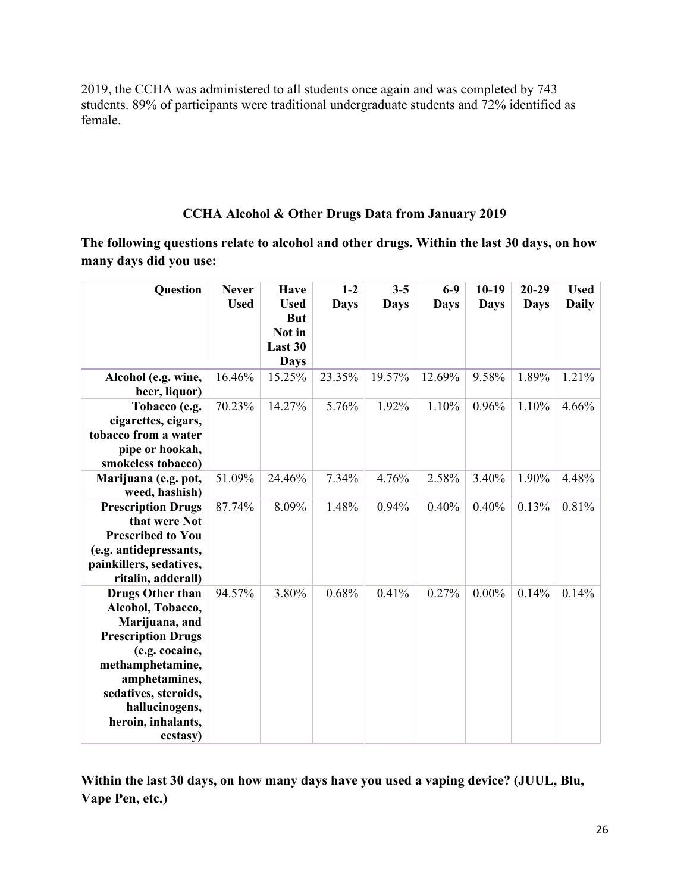2019, the CCHA was administered to all students once again and was completed by 743 students. 89% of participants were traditional undergraduate students and 72% identified as female.

### CCHA Alcohol & Other Drugs Data from January 2019

**The following questions relate to alcohol and other drugs. Within the last 30 days, on how many days did you use:**

| Question | Never Used | Have Used But Not in Last 30 Days | 1-2 Days | 3-5 Days | 6-9 Days | 10-19 Days | 20-29 Days | Used Daily |
|---|---|---|---|---|---|---|---|---|
| **Alcohol (e.g. wine, beer, liquor)** | 16.46% | 15.25% | 23.35% | 19.57% | 12.69% | 9.58% | 1.89% | 1.21% |
| **Tobacco (e.g. cigarettes, cigars, tobacco from a water pipe or hookah, smokeless tobacco)** | 70.23% | 14.27% | 5.76% | 1.92% | 1.10% | 0.96% | 1.10% | 4.66% |
| **Marijuana (e.g. pot, weed, hashish)** | 51.09% | 24.46% | 7.34% | 4.76% | 2.58% | 3.40% | 1.90% | 4.48% |
| **Prescription Drugs that were Not Prescribed to You (e.g. antidepressants, painkillers, sedatives, ritalin, adderall)** | 87.74% | 8.09% | 1.48% | 0.94% | 0.40% | 0.40% | 0.13% | 0.81% |
| **Drugs Other than Alcohol, Tobacco, Marijuana, and Prescription Drugs (e.g. cocaine, methamphetamine, amphetamines, sedatives, steroids, hallucinogens, heroin, inhalants, ecstasy)** | 94.57% | 3.80% | 0.68% | 0.41% | 0.27% | 0.00% | 0.14% | 0.14% |

**Within the last 30 days, on how many days have you used a vaping device? (JUUL, Blu, Vape Pen, etc.)**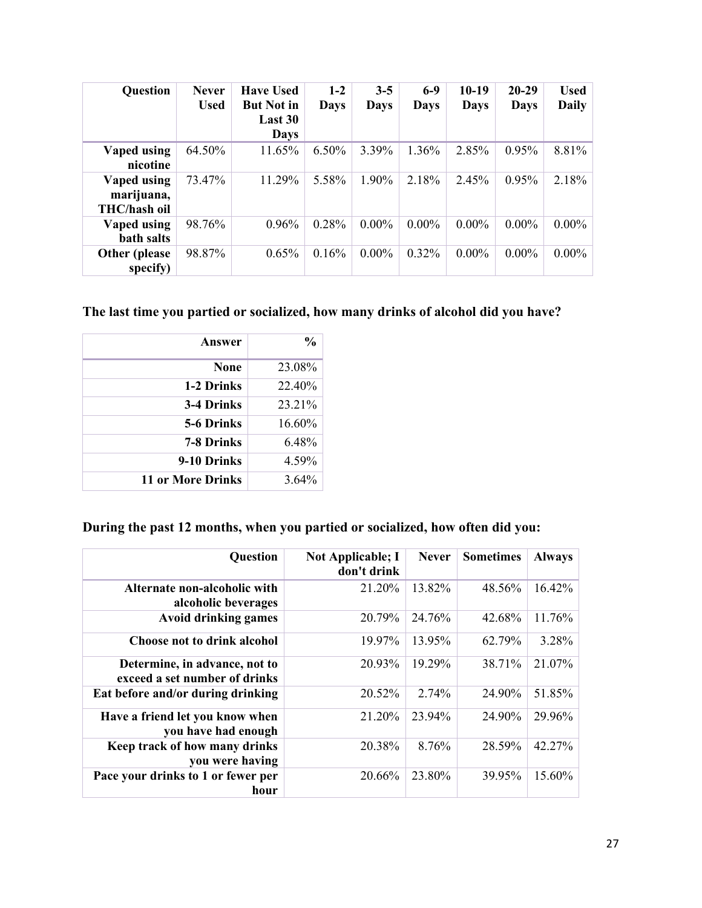| Question | Never Used | Have Used But Not in Last 30 Days | 1-2 Days | 3-5 Days | 6-9 Days | 10-19 Days | 20-29 Days | Used Daily |
|---|---|---|---|---|---|---|---|---|
| Vaped using nicotine | 64.50% | 11.65% | 6.50% | 3.39% | 1.36% | 2.85% | 0.95% | 8.81% |
| Vaped using marijuana, THC/hash oil | 73.47% | 11.29% | 5.58% | 1.90% | 2.18% | 2.45% | 0.95% | 2.18% |
| Vaped using bath salts | 98.76% | 0.96% | 0.28% | 0.00% | 0.00% | 0.00% | 0.00% | 0.00% |
| Other (please specify) | 98.87% | 0.65% | 0.16% | 0.00% | 0.32% | 0.00% | 0.00% | 0.00% |

### The last time you partied or socialized, how many drinks of alcohol did you have?

| Answer | % |
|---|---|
| None | 23.08% |
| 1-2 Drinks | 22.40% |
| 3-4 Drinks | 23.21% |
| 5-6 Drinks | 16.60% |
| 7-8 Drinks | 6.48% |
| 9-10 Drinks | 4.59% |
| 11 or More Drinks | 3.64% |

### During the past 12 months, when you partied or socialized, how often did you:

| Question | Not Applicable; I don't drink | Never | Sometimes | Always |
|---|---|---|---|---|
| Alternate non-alcoholic with alcoholic beverages | 21.20% | 13.82% | 48.56% | 16.42% |
| Avoid drinking games | 20.79% | 24.76% | 42.68% | 11.76% |
| Choose not to drink alcohol | 19.97% | 13.95% | 62.79% | 3.28% |
| Determine, in advance, not to exceed a set number of drinks | 20.93% | 19.29% | 38.71% | 21.07% |
| Eat before and/or during drinking | 20.52% | 2.74% | 24.90% | 51.85% |
| Have a friend let you know when you have had enough | 21.20% | 23.94% | 24.90% | 29.96% |
| Keep track of how many drinks you were having | 20.38% | 8.76% | 28.59% | 42.27% |
| Pace your drinks to 1 or fewer per hour | 20.66% | 23.80% | 39.95% | 15.60% |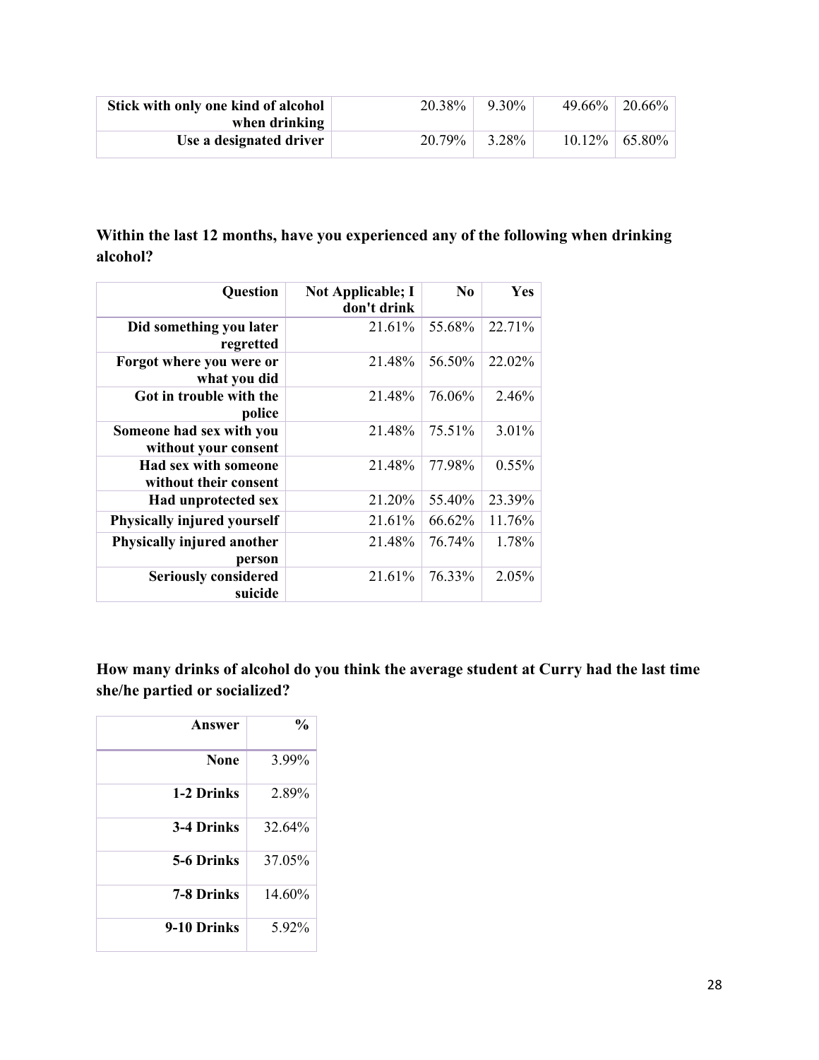| Stick with only one kind of alcohol when drinking | 20.38% | 9.30% | 49.66% | 20.66% |
|---|---|---|---|---|
| Use a designated driver | 20.79% | 3.28% | 10.12% | 65.80% |

**Within the last 12 months, have you experienced any of the following when drinking alcohol?**

| Question | Not Applicable; I don't drink | No | Yes |
|---|---|---|---|
| Did something you later regretted | 21.61% | 55.68% | 22.71% |
| Forgot where you were or what you did | 21.48% | 56.50% | 22.02% |
| Got in trouble with the police | 21.48% | 76.06% | 2.46% |
| Someone had sex with you without your consent | 21.48% | 75.51% | 3.01% |
| Had sex with someone without their consent | 21.48% | 77.98% | 0.55% |
| Had unprotected sex | 21.20% | 55.40% | 23.39% |
| Physically injured yourself | 21.61% | 66.62% | 11.76% |
| Physically injured another person | 21.48% | 76.74% | 1.78% |
| Seriously considered suicide | 21.61% | 76.33% | 2.05% |

**How many drinks of alcohol do you think the average student at Curry had the last time she/he partied or socialized?**

| Answer | % |
|---|---|
| None | 3.99% |
| 1-2 Drinks | 2.89% |
| 3-4 Drinks | 32.64% |
| 5-6 Drinks | 37.05% |
| 7-8 Drinks | 14.60% |
| 9-10 Drinks | 5.92% |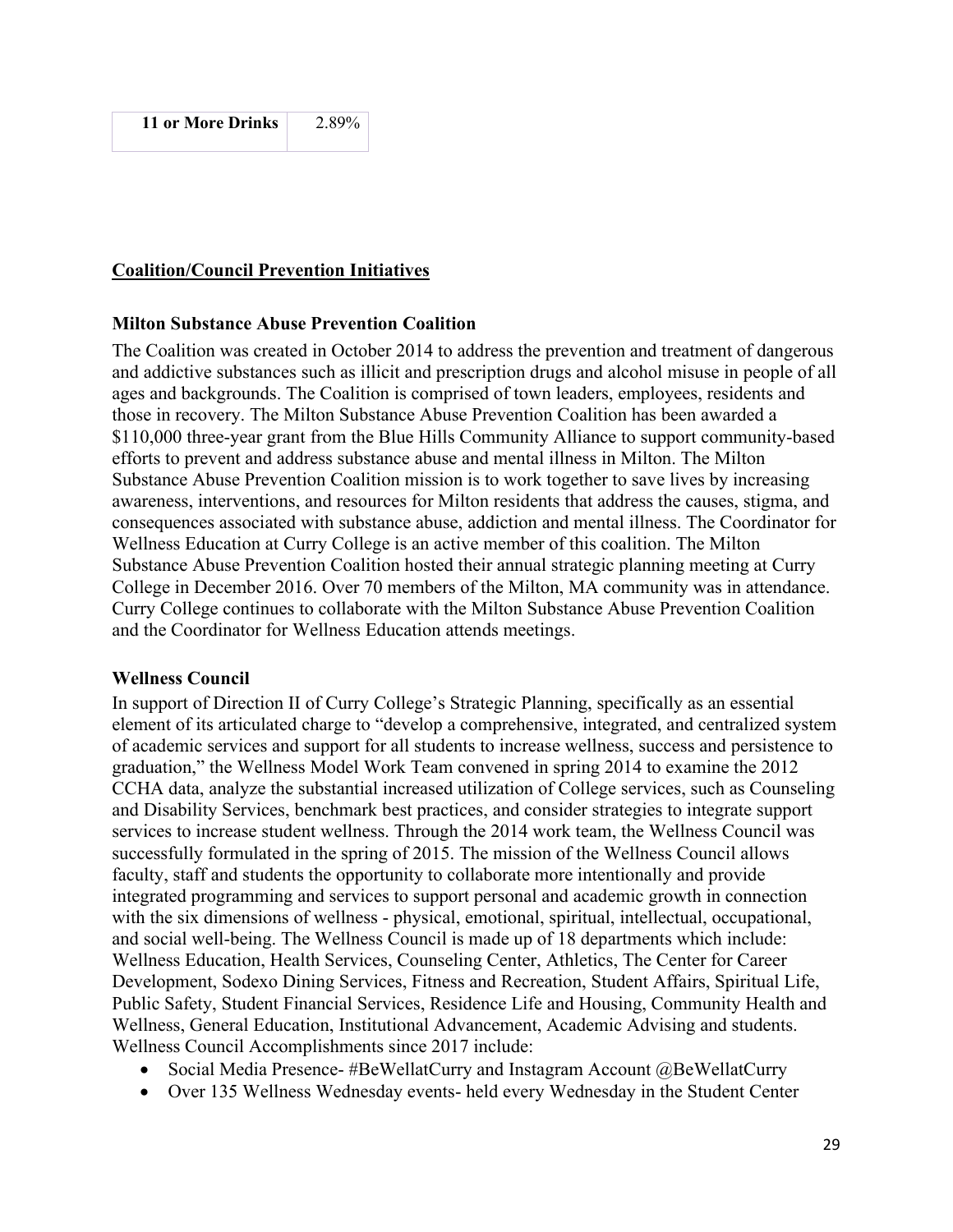| 11 or More Drinks | 2.89% |
|---|---|

**Coalition/Council Prevention Initiatives**

**Milton Substance Abuse Prevention Coalition**

The Coalition was created in October 2014 to address the prevention and treatment of dangerous and addictive substances such as illicit and prescription drugs and alcohol misuse in people of all ages and backgrounds. The Coalition is comprised of town leaders, employees, residents and those in recovery. The Milton Substance Abuse Prevention Coalition has been awarded a $110,000 three-year grant from the Blue Hills Community Alliance to support community-based efforts to prevent and address substance abuse and mental illness in Milton. The Milton Substance Abuse Prevention Coalition mission is to work together to save lives by increasing awareness, interventions, and resources for Milton residents that address the causes, stigma, and consequences associated with substance abuse, addiction and mental illness. The Coordinator for Wellness Education at Curry College is an active member of this coalition. The Milton Substance Abuse Prevention Coalition hosted their annual strategic planning meeting at Curry College in December 2016. Over 70 members of the Milton, MA community was in attendance. Curry College continues to collaborate with the Milton Substance Abuse Prevention Coalition and the Coordinator for Wellness Education attends meetings.

**Wellness Council**

In support of Direction II of Curry College's Strategic Planning, specifically as an essential element of its articulated charge to "develop a comprehensive, integrated, and centralized system of academic services and support for all students to increase wellness, success and persistence to graduation," the Wellness Model Work Team convened in spring 2014 to examine the 2012 CCHA data, analyze the substantial increased utilization of College services, such as Counseling and Disability Services, benchmark best practices, and consider strategies to integrate support services to increase student wellness. Through the 2014 work team, the Wellness Council was successfully formulated in the spring of 2015. The mission of the Wellness Council allows faculty, staff and students the opportunity to collaborate more intentionally and provide integrated programming and services to support personal and academic growth in connection with the six dimensions of wellness - physical, emotional, spiritual, intellectual, occupational, and social well-being. The Wellness Council is made up of 18 departments which include: Wellness Education, Health Services, Counseling Center, Athletics, The Center for Career Development, Sodexo Dining Services, Fitness and Recreation, Student Affairs, Spiritual Life, Public Safety, Student Financial Services, Residence Life and Housing, Community Health and Wellness, General Education, Institutional Advancement, Academic Advising and students. Wellness Council Accomplishments since 2017 include:

- Social Media Presence- #BeWellatCurry and Instagram Account @BeWellatCurry
- Over 135 Wellness Wednesday events- held every Wednesday in the Student Center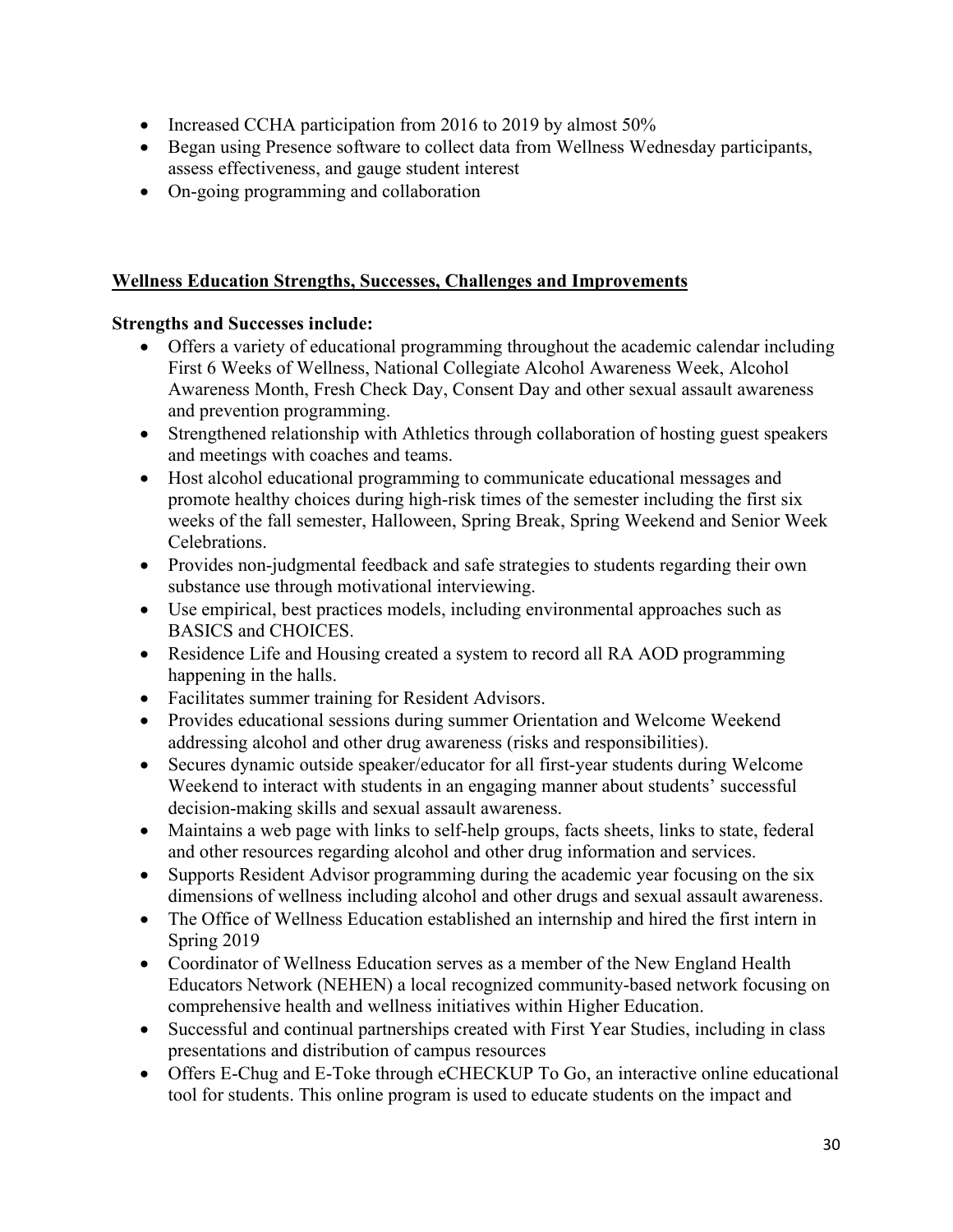- Increased CCHA participation from 2016 to 2019 by almost 50%
- Began using Presence software to collect data from Wellness Wednesday participants, assess effectiveness, and gauge student interest
- On-going programming and collaboration

## Wellness Education Strengths, Successes, Challenges and Improvements

**Strengths and Successes include:**

- Offers a variety of educational programming throughout the academic calendar including First 6 Weeks of Wellness, National Collegiate Alcohol Awareness Week, Alcohol Awareness Month, Fresh Check Day, Consent Day and other sexual assault awareness and prevention programming.
- Strengthened relationship with Athletics through collaboration of hosting guest speakers and meetings with coaches and teams.
- Host alcohol educational programming to communicate educational messages and promote healthy choices during high-risk times of the semester including the first six weeks of the fall semester, Halloween, Spring Break, Spring Weekend and Senior Week Celebrations.
- Provides non-judgmental feedback and safe strategies to students regarding their own substance use through motivational interviewing.
- Use empirical, best practices models, including environmental approaches such as BASICS and CHOICES.
- Residence Life and Housing created a system to record all RA AOD programming happening in the halls.
- Facilitates summer training for Resident Advisors.
- Provides educational sessions during summer Orientation and Welcome Weekend addressing alcohol and other drug awareness (risks and responsibilities).
- Secures dynamic outside speaker/educator for all first-year students during Welcome Weekend to interact with students in an engaging manner about students' successful decision-making skills and sexual assault awareness.
- Maintains a web page with links to self-help groups, facts sheets, links to state, federal and other resources regarding alcohol and other drug information and services.
- Supports Resident Advisor programming during the academic year focusing on the six dimensions of wellness including alcohol and other drugs and sexual assault awareness.
- The Office of Wellness Education established an internship and hired the first intern in Spring 2019
- Coordinator of Wellness Education serves as a member of the New England Health Educators Network (NEHEN) a local recognized community-based network focusing on comprehensive health and wellness initiatives within Higher Education.
- Successful and continual partnerships created with First Year Studies, including in class presentations and distribution of campus resources
- Offers E-Chug and E-Toke through eCHECKUP To Go, an interactive online educational tool for students. This online program is used to educate students on the impact and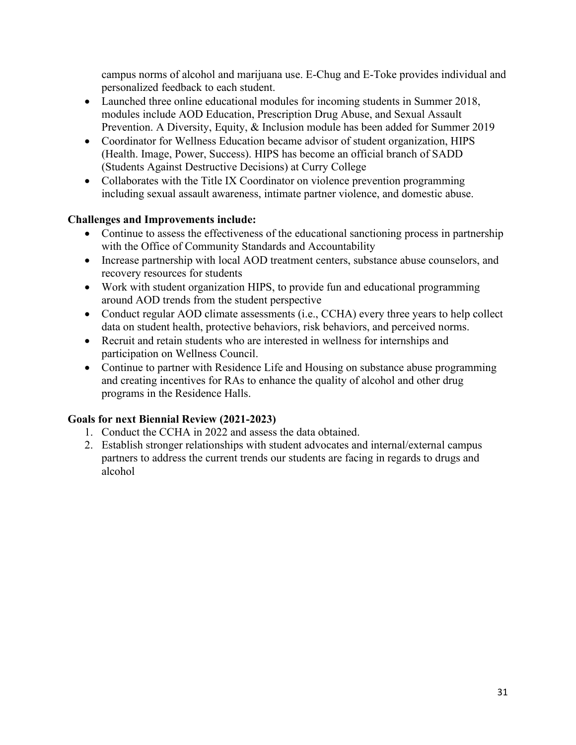campus norms of alcohol and marijuana use. E-Chug and E-Toke provides individual and personalized feedback to each student.

- Launched three online educational modules for incoming students in Summer 2018, modules include AOD Education, Prescription Drug Abuse, and Sexual Assault Prevention. A Diversity, Equity, & Inclusion module has been added for Summer 2019
- Coordinator for Wellness Education became advisor of student organization, HIPS (Health. Image, Power, Success). HIPS has become an official branch of SADD (Students Against Destructive Decisions) at Curry College
- Collaborates with the Title IX Coordinator on violence prevention programming including sexual assault awareness, intimate partner violence, and domestic abuse.

**Challenges and Improvements include:**

- Continue to assess the effectiveness of the educational sanctioning process in partnership with the Office of Community Standards and Accountability
- Increase partnership with local AOD treatment centers, substance abuse counselors, and recovery resources for students
- Work with student organization HIPS, to provide fun and educational programming around AOD trends from the student perspective
- Conduct regular AOD climate assessments (i.e., CCHA) every three years to help collect data on student health, protective behaviors, risk behaviors, and perceived norms.
- Recruit and retain students who are interested in wellness for internships and participation on Wellness Council.
- Continue to partner with Residence Life and Housing on substance abuse programming and creating incentives for RAs to enhance the quality of alcohol and other drug programs in the Residence Halls.

**Goals for next Biennial Review (2021-2023)**

1. Conduct the CCHA in 2022 and assess the data obtained.
2. Establish stronger relationships with student advocates and internal/external campus partners to address the current trends our students are facing in regards to drugs and alcohol